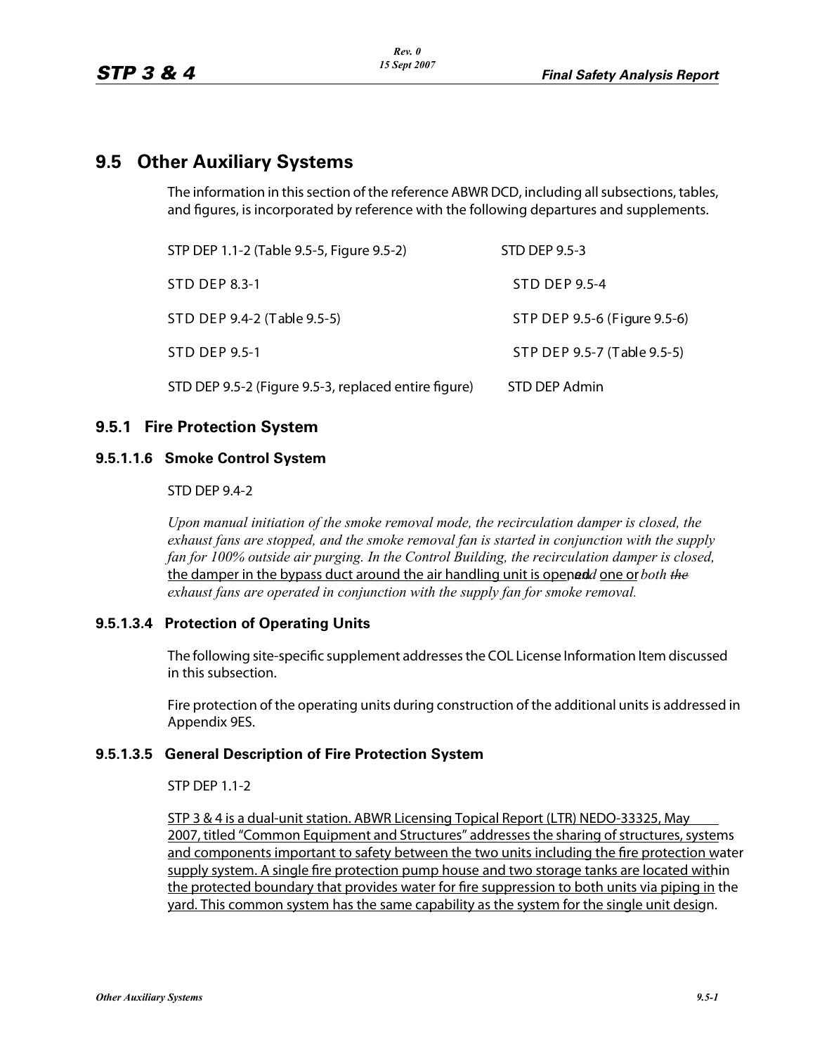## 9.5 Other Auxiliary Systems

The information in this section of the reference ABWR DCD, including all subsections, tables, and figures, is incorporated by reference with the following departures and supplements.

| | |
|---|---|
| STP DEP 1.1-2 (Table 9.5-5, Figure 9.5-2) | STD DEP 9.5-3 |
| STD DEP 8.3-1 | STD DEP 9.5-4 |
| STD DEP 9.4-2 (Table 9.5-5) | STP DEP 9.5-6 (Figure 9.5-6) |
| STD DEP 9.5-1 | STP DEP 9.5-7 (Table 9.5-5) |
| STD DEP 9.5-2 (Figure 9.5-3, replaced entire figure) | STD DEP Admin |

### 9.5.1 Fire Protection System

#### 9.5.1.1.6 Smoke Control System

STD DEP 9.4-2

*Upon manual initiation of the smoke removal mode, the recirculation damper is closed, the exhaust fans are stopped, and the smoke removal fan is started in conjunction with the supply fan for 100% outside air purging. In the Control Building, the recirculation damper is closed,* <u>the damper in the bypass duct around the air handling unit is opened,</u> *and* <u>one or</u> *both ~~the~~ exhaust fans are operated in conjunction with the supply fan for smoke removal.*

#### 9.5.1.3.4 Protection of Operating Units

The following site-specific supplement addresses the COL License Information Item discussed in this subsection.

Fire protection of the operating units during construction of the additional units is addressed in Appendix 9ES.

#### 9.5.1.3.5 General Description of Fire Protection System

STP DEP 1.1-2

<u>STP 3 & 4 is a dual-unit station. ABWR Licensing Topical Report (LTR) NEDO-33325, May 2007, titled "Common Equipment and Structures" addresses the sharing of structures, systems and components important to safety between the two units including the fire protection water supply system. A single fire protection pump house and two storage tanks are located within the protected boundary that provides water for fire suppression to both units via piping in the yard. This common system has the same capability as the system for the single unit design.</u>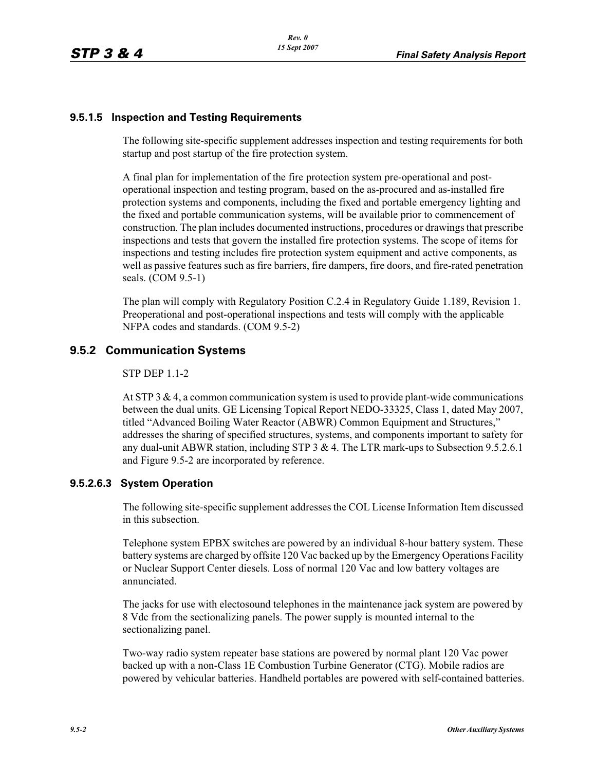### 9.5.1.5 Inspection and Testing Requirements

The following site-specific supplement addresses inspection and testing requirements for both startup and post startup of the fire protection system.

A final plan for implementation of the fire protection system pre-operational and post-operational inspection and testing program, based on the as-procured and as-installed fire protection systems and components, including the fixed and portable emergency lighting and the fixed and portable communication systems, will be available prior to commencement of construction. The plan includes documented instructions, procedures or drawings that prescribe inspections and tests that govern the installed fire protection systems. The scope of items for inspections and testing includes fire protection system equipment and active components, as well as passive features such as fire barriers, fire dampers, fire doors, and fire-rated penetration seals. (COM 9.5-1)

The plan will comply with Regulatory Position C.2.4 in Regulatory Guide 1.189, Revision 1. Preoperational and post-operational inspections and tests will comply with the applicable NFPA codes and standards. (COM 9.5-2)

## 9.5.2 Communication Systems

STP DEP 1.1-2

At STP 3 & 4, a common communication system is used to provide plant-wide communications between the dual units. GE Licensing Topical Report NEDO-33325, Class 1, dated May 2007, titled "Advanced Boiling Water Reactor (ABWR) Common Equipment and Structures," addresses the sharing of specified structures, systems, and components important to safety for any dual-unit ABWR station, including STP 3 & 4. The LTR mark-ups to Subsection 9.5.2.6.1 and Figure 9.5-2 are incorporated by reference.

### 9.5.2.6.3 System Operation

The following site-specific supplement addresses the COL License Information Item discussed in this subsection.

Telephone system EPBX switches are powered by an individual 8-hour battery system. These battery systems are charged by offsite 120 Vac backed up by the Emergency Operations Facility or Nuclear Support Center diesels. Loss of normal 120 Vac and low battery voltages are annunciated.

The jacks for use with electosound telephones in the maintenance jack system are powered by 8 Vdc from the sectionalizing panels. The power supply is mounted internal to the sectionalizing panel.

Two-way radio system repeater base stations are powered by normal plant 120 Vac power backed up with a non-Class 1E Combustion Turbine Generator (CTG). Mobile radios are powered by vehicular batteries. Handheld portables are powered with self-contained batteries.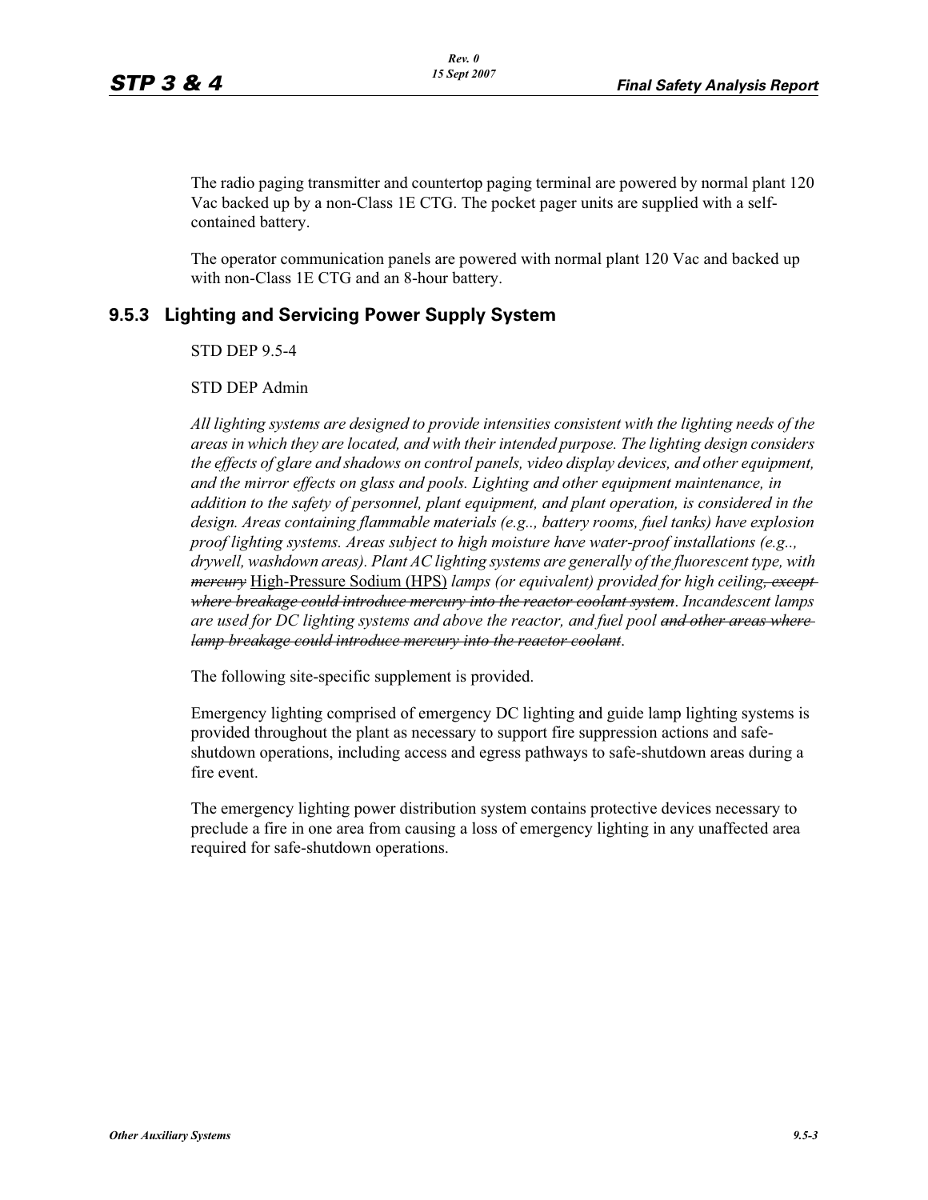The radio paging transmitter and countertop paging terminal are powered by normal plant 120 Vac backed up by a non-Class 1E CTG. The pocket pager units are supplied with a self-contained battery.

The operator communication panels are powered with normal plant 120 Vac and backed up with non-Class 1E CTG and an 8-hour battery.

## 9.5.3 Lighting and Servicing Power Supply System

STD DEP 9.5-4

STD DEP Admin

*All lighting systems are designed to provide intensities consistent with the lighting needs of the areas in which they are located, and with their intended purpose. The lighting design considers the effects of glare and shadows on control panels, video display devices, and other equipment, and the mirror effects on glass and pools. Lighting and other equipment maintenance, in addition to the safety of personnel, plant equipment, and plant operation, is considered in the design. Areas containing flammable materials (e.g.., battery rooms, fuel tanks) have explosion proof lighting systems. Areas subject to high moisture have water-proof installations (e.g.., drywell, washdown areas). Plant AC lighting systems are generally of the fluorescent type, with* ~~*mercury*~~ <u>High-Pressure Sodium (HPS)</u> *lamps (or equivalent) provided for high ceiling*~~*, except where breakage could introduce mercury into the reactor coolant system*~~*. Incandescent lamps are used for DC lighting systems and above the reactor, and fuel pool* ~~*and other areas where lamp breakage could introduce mercury into the reactor coolant*~~*.*

The following site-specific supplement is provided.

Emergency lighting comprised of emergency DC lighting and guide lamp lighting systems is provided throughout the plant as necessary to support fire suppression actions and safe-shutdown operations, including access and egress pathways to safe-shutdown areas during a fire event.

The emergency lighting power distribution system contains protective devices necessary to preclude a fire in one area from causing a loss of emergency lighting in any unaffected area required for safe-shutdown operations.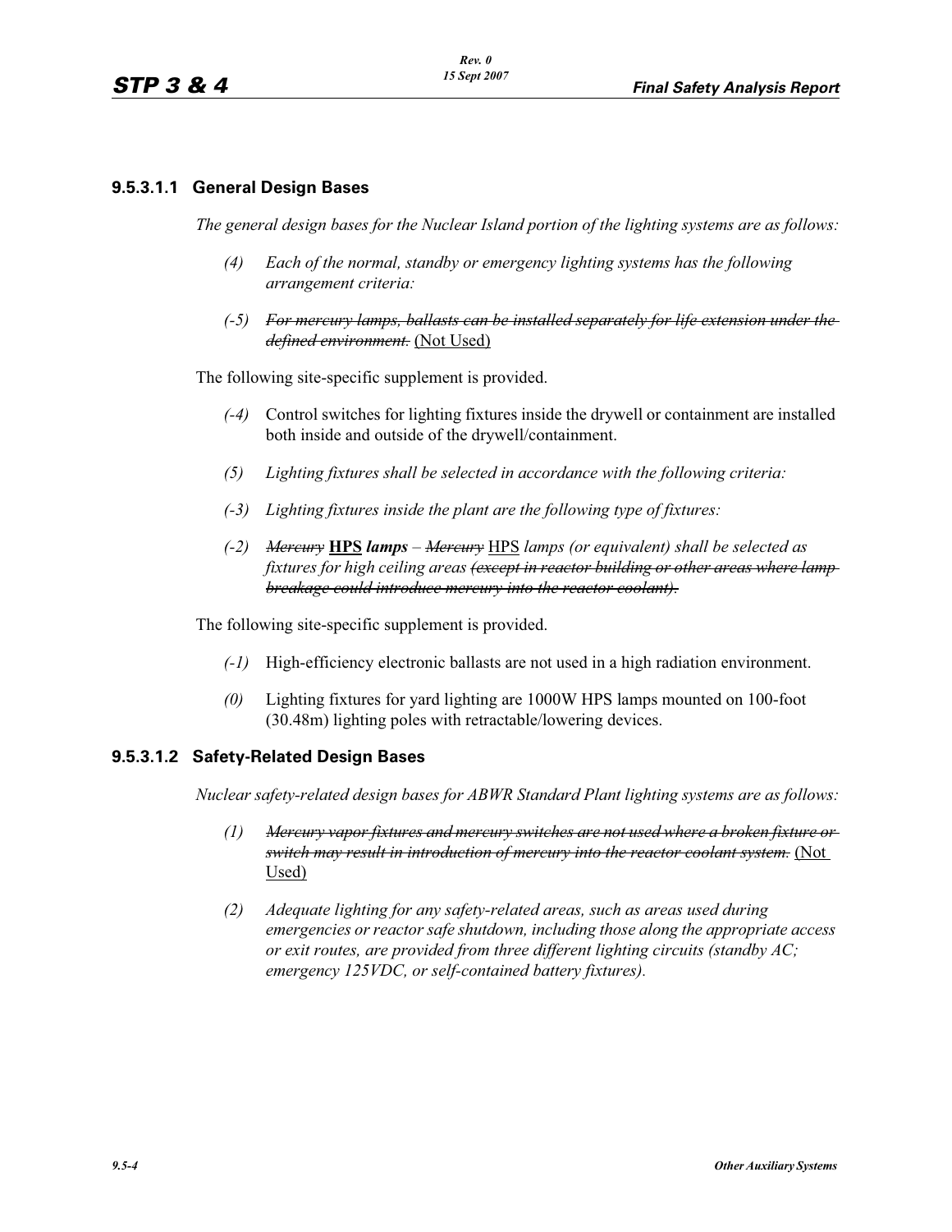### 9.5.3.1.1 General Design Bases

*The general design bases for the Nuclear Island portion of the lighting systems are as follows:*

*(4) Each of the normal, standby or emergency lighting systems has the following arrangement criteria:*

*(-5) ~~For mercury lamps, ballasts can be installed separately for life extension under the defined environment.~~* <u>(Not Used)</u>

The following site-specific supplement is provided.

*(-4)* Control switches for lighting fixtures inside the drywell or containment are installed both inside and outside of the drywell/containment.

*(5) Lighting fixtures shall be selected in accordance with the following criteria:*

*(-3) Lighting fixtures inside the plant are the following type of fixtures:*

*(-2) ~~Mercury~~* <u>**HPS**</u> ***lamps*** *– ~~Mercury~~* <u>HPS</u> *lamps (or equivalent) shall be selected as fixtures for high ceiling areas ~~(except in reactor building or other areas where lamp breakage could introduce mercury into the reactor coolant).~~*

The following site-specific supplement is provided.

*(-1)* High-efficiency electronic ballasts are not used in a high radiation environment.

*(0)* Lighting fixtures for yard lighting are 1000W HPS lamps mounted on 100-foot (30.48m) lighting poles with retractable/lowering devices.

### 9.5.3.1.2 Safety-Related Design Bases

*Nuclear safety-related design bases for ABWR Standard Plant lighting systems are as follows:*

*(1) ~~Mercury vapor fixtures and mercury switches are not used where a broken fixture or switch may result in introduction of mercury into the reactor coolant system.~~* <u>(Not Used)</u>

*(2) Adequate lighting for any safety-related areas, such as areas used during emergencies or reactor safe shutdown, including those along the appropriate access or exit routes, are provided from three different lighting circuits (standby AC; emergency 125VDC, or self-contained battery fixtures).*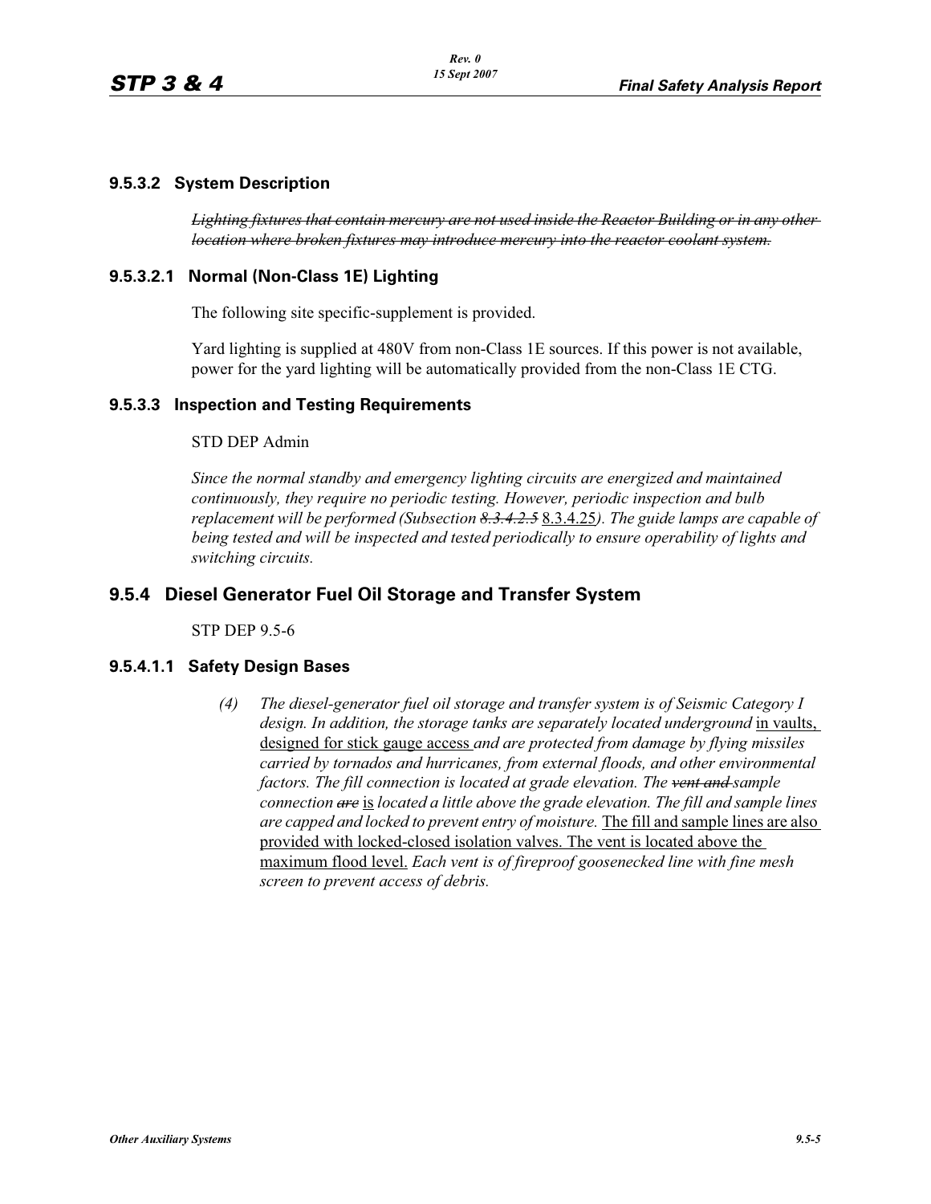### 9.5.3.2 System Description

~~*Lighting fixtures that contain mercury are not used inside the Reactor Building or in any other location where broken fixtures may introduce mercury into the reactor coolant system.*~~

#### 9.5.3.2.1 Normal (Non-Class 1E) Lighting

The following site specific-supplement is provided.

Yard lighting is supplied at 480V from non-Class 1E sources. If this power is not available, power for the yard lighting will be automatically provided from the non-Class 1E CTG.

### 9.5.3.3 Inspection and Testing Requirements

STD DEP Admin

*Since the normal standby and emergency lighting circuits are energized and maintained continuously, they require no periodic testing. However, periodic inspection and bulb replacement will be performed (Subsection ~~8.3.4.2.5~~ 8.3.4.25). The guide lamps are capable of being tested and will be inspected and tested periodically to ensure operability of lights and switching circuits.*

## 9.5.4 Diesel Generator Fuel Oil Storage and Transfer System

STP DEP 9.5-6

#### 9.5.4.1.1 Safety Design Bases

(4) *The diesel-generator fuel oil storage and transfer system is of Seismic Category I design. In addition, the storage tanks are separately located underground* in vaults, designed for stick gauge access *and are protected from damage by flying missiles carried by tornados and hurricanes, from external floods, and other environmental factors. The fill connection is located at grade elevation. The ~~vent and~~ sample connection ~~are~~* is *located a little above the grade elevation. The fill and sample lines are capped and locked to prevent entry of moisture.* The fill and sample lines are also provided with locked-closed isolation valves. The vent is located above the maximum flood level. *Each vent is of fireproof goosenecked line with fine mesh screen to prevent access of debris.*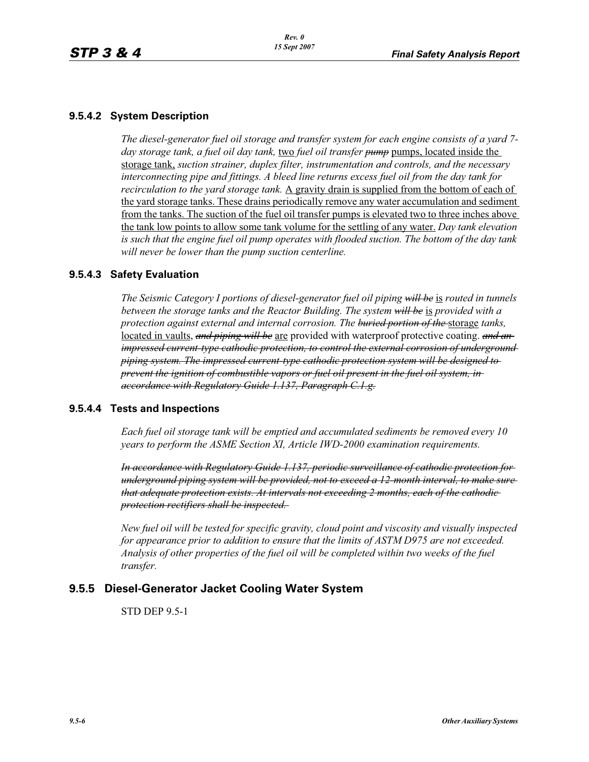### 9.5.4.2 System Description

*The diesel-generator fuel oil storage and transfer system for each engine consists of a yard 7-day storage tank, a fuel oil day tank,* <u>two</u> *fuel oil transfer* ~~*pump*~~ <u>pumps, located inside the storage tank,</u> *suction strainer, duplex filter, instrumentation and controls, and the necessary interconnecting pipe and fittings. A bleed line returns excess fuel oil from the day tank for recirculation to the yard storage tank.* <u>A gravity drain is supplied from the bottom of each of the yard storage tanks. These drains periodically remove any water accumulation and sediment from the tanks. The suction of the fuel oil transfer pumps is elevated two to three inches above the tank low points to allow some tank volume for the settling of any water.</u> *Day tank elevation is such that the engine fuel oil pump operates with flooded suction. The bottom of the day tank will never be lower than the pump suction centerline.*

### 9.5.4.3 Safety Evaluation

*The Seismic Category I portions of diesel-generator fuel oil piping* ~~*will be*~~ <u>is</u> *routed in tunnels between the storage tanks and the Reactor Building. The system* ~~*will be*~~ <u>is</u> *provided with a protection against external and internal corrosion. The* ~~*buried portion of the*~~ <u>storage</u> *tanks,* <u>located in vaults,</u> ~~*and piping will be*~~ <u>are</u> provided with waterproof protective coating. ~~*and an impressed current-type cathodic protection, to control the external corrosion of underground piping system. The impressed current-type cathodic protection system will be designed to prevent the ignition of combustible vapors or fuel oil present in the fuel oil system, in accordance with Regulatory Guide 1.137, Paragraph C.1.g.*~~

### 9.5.4.4 Tests and Inspections

*Each fuel oil storage tank will be emptied and accumulated sediments be removed every 10 years to perform the ASME Section XI, Article IWD-2000 examination requirements.*

~~*In accordance with Regulatory Guide 1.137, periodic surveillance of cathodic protection for underground piping system will be provided, not to exceed a 12-month interval, to make sure that adequate protection exists. At intervals not exceeding 2 months, each of the cathodic protection rectifiers shall be inspected.*~~

*New fuel oil will be tested for specific gravity, cloud point and viscosity and visually inspected for appearance prior to addition to ensure that the limits of ASTM D975 are not exceeded. Analysis of other properties of the fuel oil will be completed within two weeks of the fuel transfer.*

## 9.5.5 Diesel-Generator Jacket Cooling Water System

STD DEP 9.5-1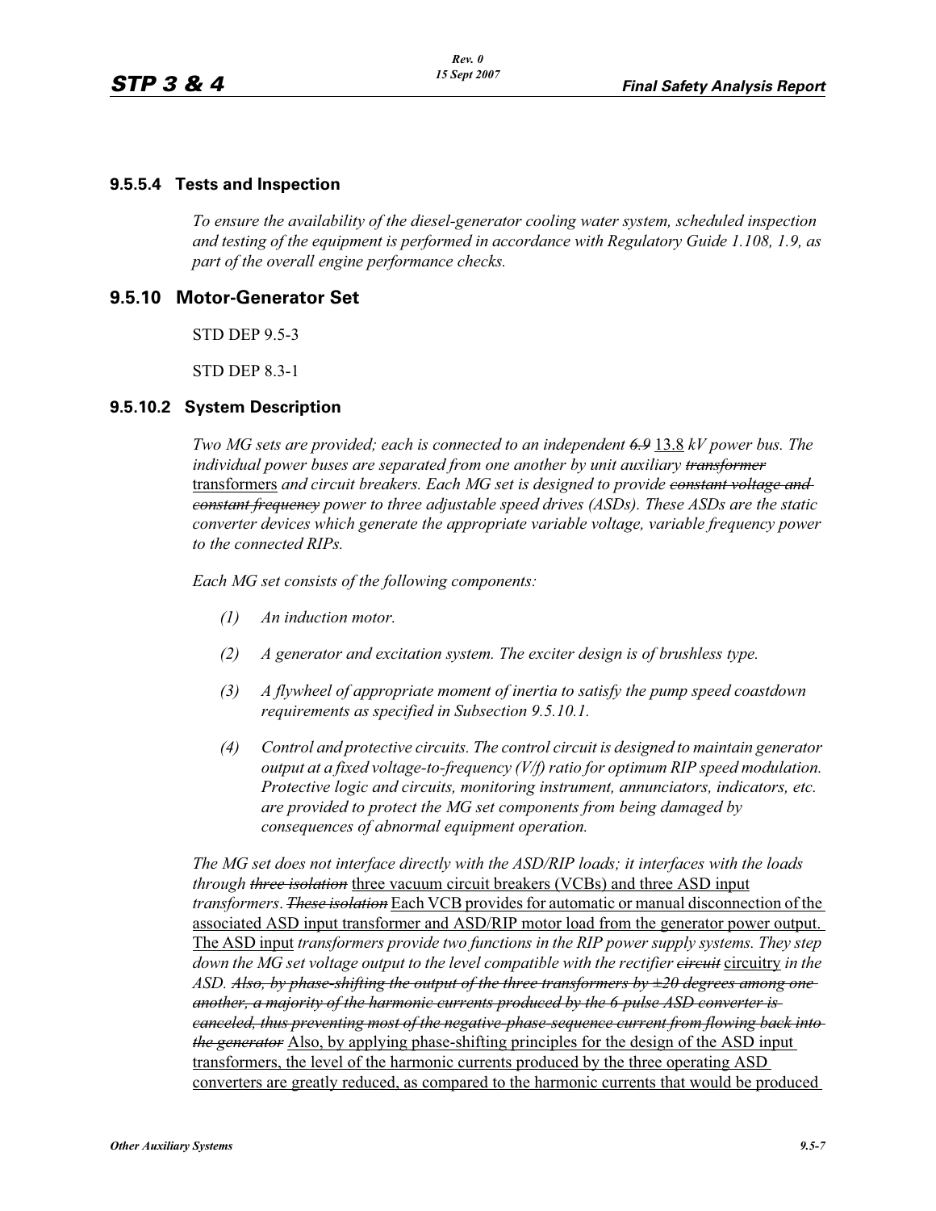### 9.5.5.4 Tests and Inspection

*To ensure the availability of the diesel-generator cooling water system, scheduled inspection and testing of the equipment is performed in accordance with Regulatory Guide 1.108, 1.9, as part of the overall engine performance checks.*

## 9.5.10 Motor-Generator Set

STD DEP 9.5-3

STD DEP 8.3-1

### 9.5.10.2 System Description

*Two MG sets are provided; each is connected to an independent ~~6.9~~* 13.8 *kV power bus. The individual power buses are separated from one another by unit auxiliary ~~transformer~~* transformers *and circuit breakers. Each MG set is designed to provide ~~constant voltage and constant frequency~~ power to three adjustable speed drives (ASDs). These ASDs are the static converter devices which generate the appropriate variable voltage, variable frequency power to the connected RIPs.*

*Each MG set consists of the following components:*

1. *An induction motor.*
2. *A generator and excitation system. The exciter design is of brushless type.*
3. *A flywheel of appropriate moment of inertia to satisfy the pump speed coastdown requirements as specified in Subsection 9.5.10.1.*
4. *Control and protective circuits. The control circuit is designed to maintain generator output at a fixed voltage-to-frequency (V/f) ratio for optimum RIP speed modulation. Protective logic and circuits, monitoring instrument, annunciators, indicators, etc. are provided to protect the MG set components from being damaged by consequences of abnormal equipment operation.*

*The MG set does not interface directly with the ASD/RIP loads; it interfaces with the loads through ~~three isolation~~* three vacuum circuit breakers (VCBs) and three ASD input *transformers*. *~~These isolation~~* Each VCB provides for automatic or manual disconnection of the associated ASD input transformer and ASD/RIP motor load from the generator power output. The ASD input *transformers provide two functions in the RIP power supply systems. They step down the MG set voltage output to the level compatible with the rectifier ~~circuit~~* circuitry *in the ASD. ~~Also, by phase-shifting the output of the three transformers by ±20 degrees among one another, a majority of the harmonic currents produced by the 6-pulse ASD converter is canceled, thus preventing most of the negative-phase-sequence current from flowing back into the generator~~* Also, by applying phase-shifting principles for the design of the ASD input transformers, the level of the harmonic currents produced by the three operating ASD converters are greatly reduced, as compared to the harmonic currents that would be produced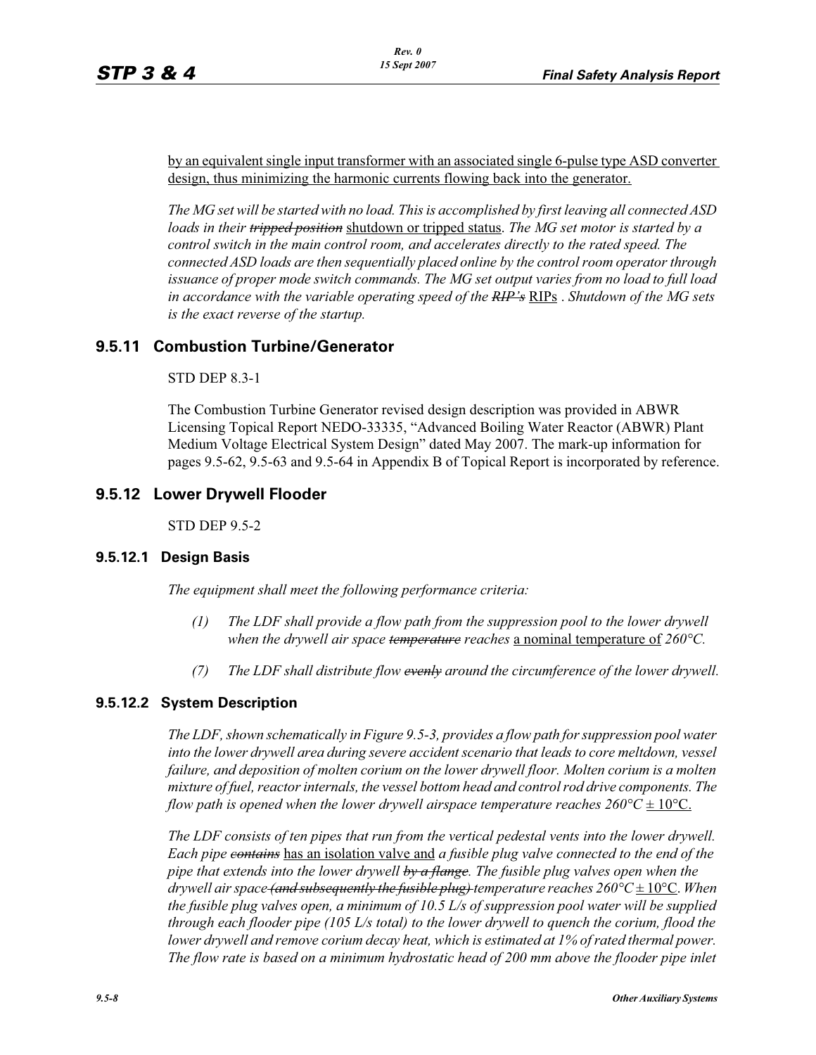by an equivalent single input transformer with an associated single 6-pulse type ASD converter design, thus minimizing the harmonic currents flowing back into the generator.

*The MG set will be started with no load. This is accomplished by first leaving all connected ASD loads in their ~~tripped position~~* shutdown or tripped status. *The MG set motor is started by a control switch in the main control room, and accelerates directly to the rated speed. The connected ASD loads are then sequentially placed online by the control room operator through issuance of proper mode switch commands. The MG set output varies from no load to full load in accordance with the variable operating speed of the ~~RIP's~~* RIPs . *Shutdown of the MG sets is the exact reverse of the startup.*

## 9.5.11 Combustion Turbine/Generator

STD DEP 8.3-1

The Combustion Turbine Generator revised design description was provided in ABWR Licensing Topical Report NEDO-33335, "Advanced Boiling Water Reactor (ABWR) Plant Medium Voltage Electrical System Design" dated May 2007. The mark-up information for pages 9.5-62, 9.5-63 and 9.5-64 in Appendix B of Topical Report is incorporated by reference.

## 9.5.12 Lower Drywell Flooder

STD DEP 9.5-2

### 9.5.12.1 Design Basis

*The equipment shall meet the following performance criteria:*

*(1) The LDF shall provide a flow path from the suppression pool to the lower drywell when the drywell air space ~~temperature~~ reaches* a nominal temperature of *260°C.*

*(7) The LDF shall distribute flow ~~evenly~~ around the circumference of the lower drywell.*

### 9.5.12.2 System Description

*The LDF, shown schematically in Figure 9.5-3, provides a flow path for suppression pool water into the lower drywell area during severe accident scenario that leads to core meltdown, vessel failure, and deposition of molten corium on the lower drywell floor. Molten corium is a molten mixture of fuel, reactor internals, the vessel bottom head and control rod drive components. The flow path is opened when the lower drywell airspace temperature reaches 260°C* ± 10°C.

*The LDF consists of ten pipes that run from the vertical pedestal vents into the lower drywell. Each pipe ~~contains~~* has an isolation valve and *a fusible plug valve connected to the end of the pipe that extends into the lower drywell ~~by a flange~~. The fusible plug valves open when the drywell air space ~~(and subsequently the fusible plug)~~ temperature reaches 260°C* ± 10°C. *When the fusible plug valves open, a minimum of 10.5 L/s of suppression pool water will be supplied through each flooder pipe (105 L/s total) to the lower drywell to quench the corium, flood the lower drywell and remove corium decay heat, which is estimated at 1% of rated thermal power. The flow rate is based on a minimum hydrostatic head of 200 mm above the flooder pipe inlet*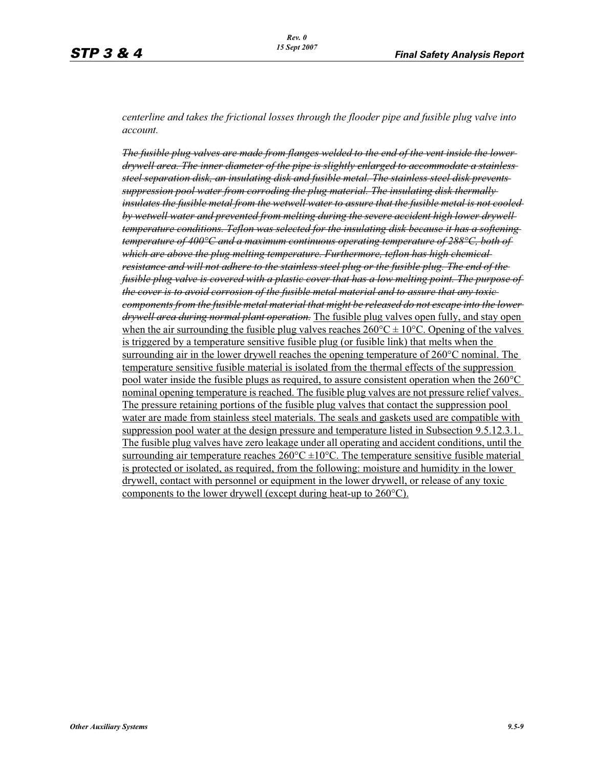*centerline and takes the frictional losses through the flooder pipe and fusible plug valve into account.*

~~*The fusible plug valves are made from flanges welded to the end of the vent inside the lower drywell area. The inner diameter of the pipe is slightly enlarged to accommodate a stainless steel separation disk, an insulating disk and fusible metal. The stainless steel disk prevents suppression pool water from corroding the plug material. The insulating disk thermally insulates the fusible metal from the wetwell water to assure that the fusible metal is not cooled by wetwell water and prevented from melting during the severe accident high lower drywell temperature conditions. Teflon was selected for the insulating disk because it has a softening temperature of 400°C and a maximum continuous operating temperature of 288°C, both of which are above the plug melting temperature. Furthermore, teflon has high chemical resistance and will not adhere to the stainless steel plug or the fusible plug. The end of the fusible plug valve is covered with a plastic cover that has a low melting point. The purpose of the cover is to avoid corrosion of the fusible metal material and to assure that any toxic components from the fusible metal material that might be released do not escape into the lower drywell area during normal plant operation.*~~ <u>The fusible plug valves open fully, and stay open when the air surrounding the fusible plug valves reaches 260°C ± 10°C. Opening of the valves is triggered by a temperature sensitive fusible plug (or fusible link) that melts when the surrounding air in the lower drywell reaches the opening temperature of 260°C nominal. The temperature sensitive fusible material is isolated from the thermal effects of the suppression pool water inside the fusible plugs as required, to assure consistent operation when the 260°C nominal opening temperature is reached. The fusible plug valves are not pressure relief valves. The pressure retaining portions of the fusible plug valves that contact the suppression pool water are made from stainless steel materials. The seals and gaskets used are compatible with suppression pool water at the design pressure and temperature listed in Subsection 9.5.12.3.1. The fusible plug valves have zero leakage under all operating and accident conditions, until the surrounding air temperature reaches 260°C ±10°C. The temperature sensitive fusible material is protected or isolated, as required, from the following: moisture and humidity in the lower drywell, contact with personnel or equipment in the lower drywell, or release of any toxic components to the lower drywell (except during heat-up to 260°C).</u>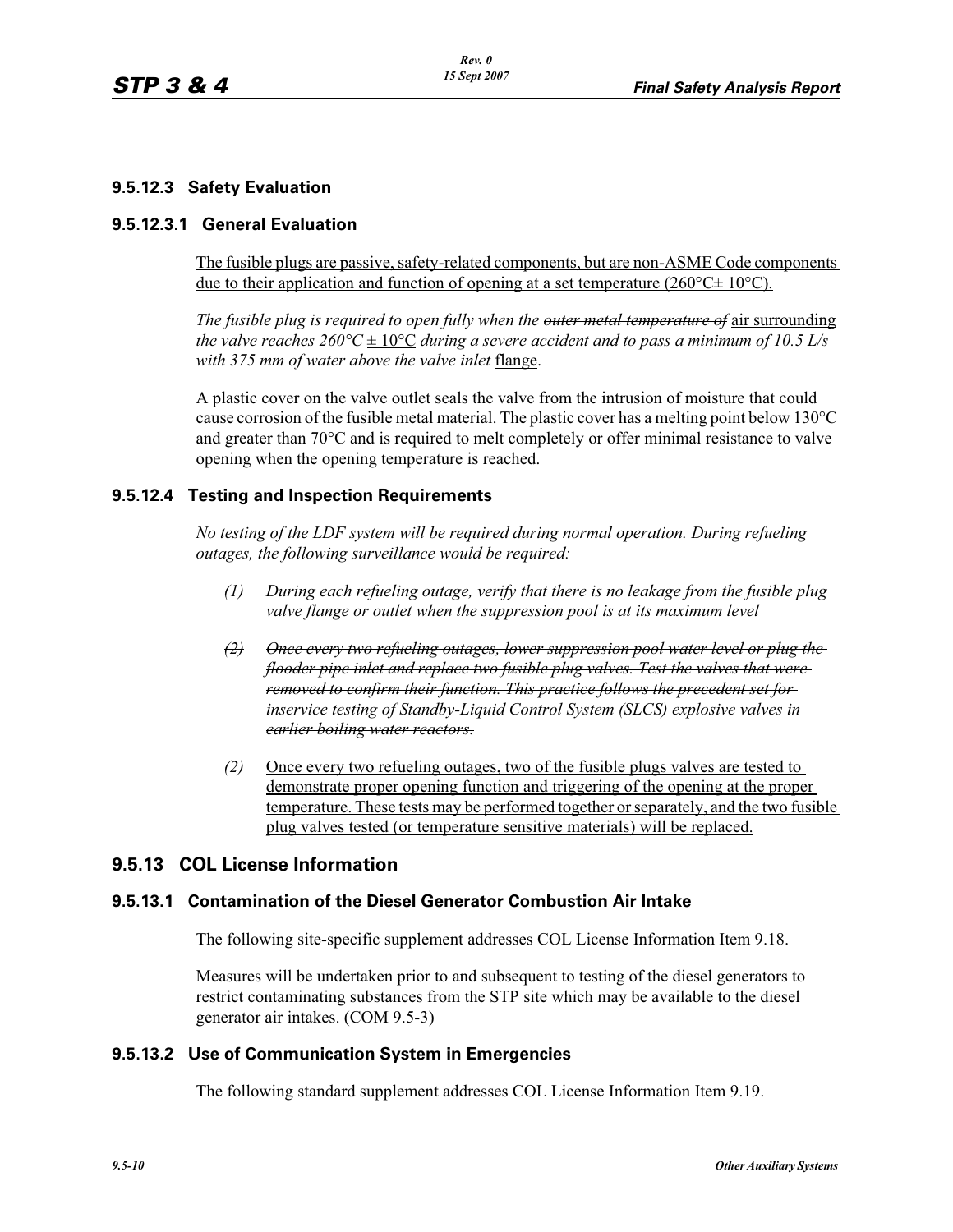### 9.5.12.3 Safety Evaluation

#### 9.5.12.3.1 General Evaluation

<u>The fusible plugs are passive, safety-related components, but are non-ASME Code components due to their application and function of opening at a set temperature (260°C± 10°C).</u>

*The fusible plug is required to open fully when the ~~outer metal temperature of~~* <u>air surrounding</u> *the valve reaches 260°C* <u>± 10°C</u> *during a severe accident and to pass a minimum of 10.5 L/s with 375 mm of water above the valve inlet* <u>flange</u>.

A plastic cover on the valve outlet seals the valve from the intrusion of moisture that could cause corrosion of the fusible metal material. The plastic cover has a melting point below 130°C and greater than 70°C and is required to melt completely or offer minimal resistance to valve opening when the opening temperature is reached.

### 9.5.12.4 Testing and Inspection Requirements

*No testing of the LDF system will be required during normal operation. During refueling outages, the following surveillance would be required:*

*(1) During each refueling outage, verify that there is no leakage from the fusible plug valve flange or outlet when the suppression pool is at its maximum level*

~~*(2) Once every two refueling outages, lower suppression pool water level or plug the flooder pipe inlet and replace two fusible plug valves. Test the valves that were removed to confirm their function. This practice follows the precedent set for inservice testing of Standby-Liquid Control System (SLCS) explosive valves in earlier boiling water reactors.*~~

*(2)* <u>Once every two refueling outages, two of the fusible plugs valves are tested to demonstrate proper opening function and triggering of the opening at the proper temperature. These tests may be performed together or separately, and the two fusible plug valves tested (or temperature sensitive materials) will be replaced.</u>

## 9.5.13 COL License Information

### 9.5.13.1 Contamination of the Diesel Generator Combustion Air Intake

The following site-specific supplement addresses COL License Information Item 9.18.

Measures will be undertaken prior to and subsequent to testing of the diesel generators to restrict contaminating substances from the STP site which may be available to the diesel generator air intakes. (COM 9.5-3)

### 9.5.13.2 Use of Communication System in Emergencies

The following standard supplement addresses COL License Information Item 9.19.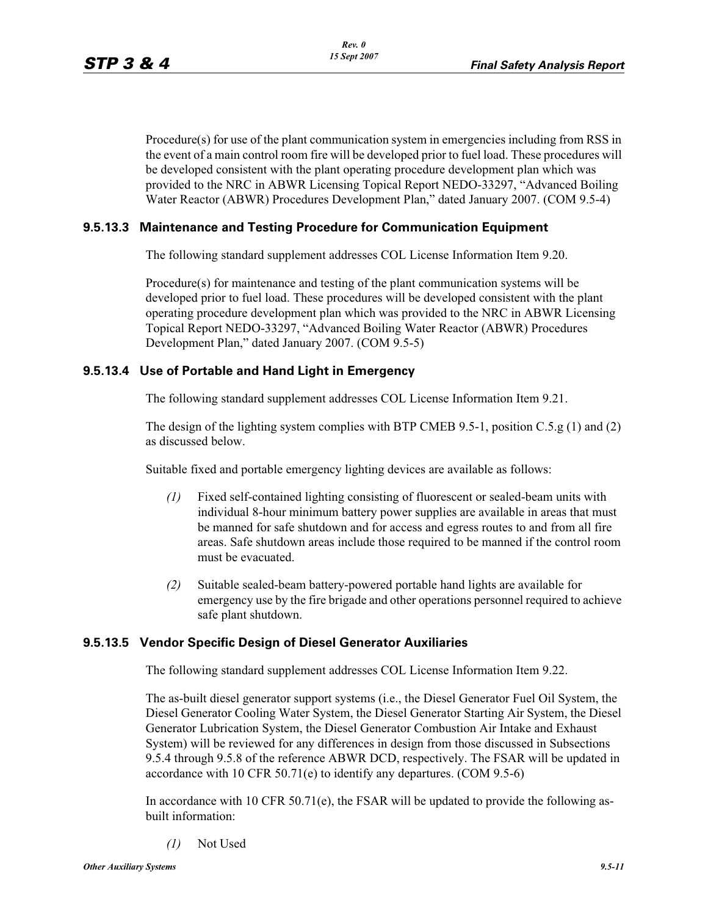Procedure(s) for use of the plant communication system in emergencies including from RSS in the event of a main control room fire will be developed prior to fuel load. These procedures will be developed consistent with the plant operating procedure development plan which was provided to the NRC in ABWR Licensing Topical Report NEDO-33297, "Advanced Boiling Water Reactor (ABWR) Procedures Development Plan," dated January 2007. (COM 9.5-4)

### 9.5.13.3 Maintenance and Testing Procedure for Communication Equipment

The following standard supplement addresses COL License Information Item 9.20.

Procedure(s) for maintenance and testing of the plant communication systems will be developed prior to fuel load. These procedures will be developed consistent with the plant operating procedure development plan which was provided to the NRC in ABWR Licensing Topical Report NEDO-33297, "Advanced Boiling Water Reactor (ABWR) Procedures Development Plan," dated January 2007. (COM 9.5-5)

### 9.5.13.4 Use of Portable and Hand Light in Emergency

The following standard supplement addresses COL License Information Item 9.21.

The design of the lighting system complies with BTP CMEB 9.5-1, position C.5.g (1) and (2) as discussed below.

Suitable fixed and portable emergency lighting devices are available as follows:

*(1)* Fixed self-contained lighting consisting of fluorescent or sealed-beam units with individual 8-hour minimum battery power supplies are available in areas that must be manned for safe shutdown and for access and egress routes to and from all fire areas. Safe shutdown areas include those required to be manned if the control room must be evacuated.

*(2)* Suitable sealed-beam battery-powered portable hand lights are available for emergency use by the fire brigade and other operations personnel required to achieve safe plant shutdown.

### 9.5.13.5 Vendor Specific Design of Diesel Generator Auxiliaries

The following standard supplement addresses COL License Information Item 9.22.

The as-built diesel generator support systems (i.e., the Diesel Generator Fuel Oil System, the Diesel Generator Cooling Water System, the Diesel Generator Starting Air System, the Diesel Generator Lubrication System, the Diesel Generator Combustion Air Intake and Exhaust System) will be reviewed for any differences in design from those discussed in Subsections 9.5.4 through 9.5.8 of the reference ABWR DCD, respectively. The FSAR will be updated in accordance with 10 CFR 50.71(e) to identify any departures. (COM 9.5-6)

In accordance with 10 CFR 50.71(e), the FSAR will be updated to provide the following as-built information:

*(1)* Not Used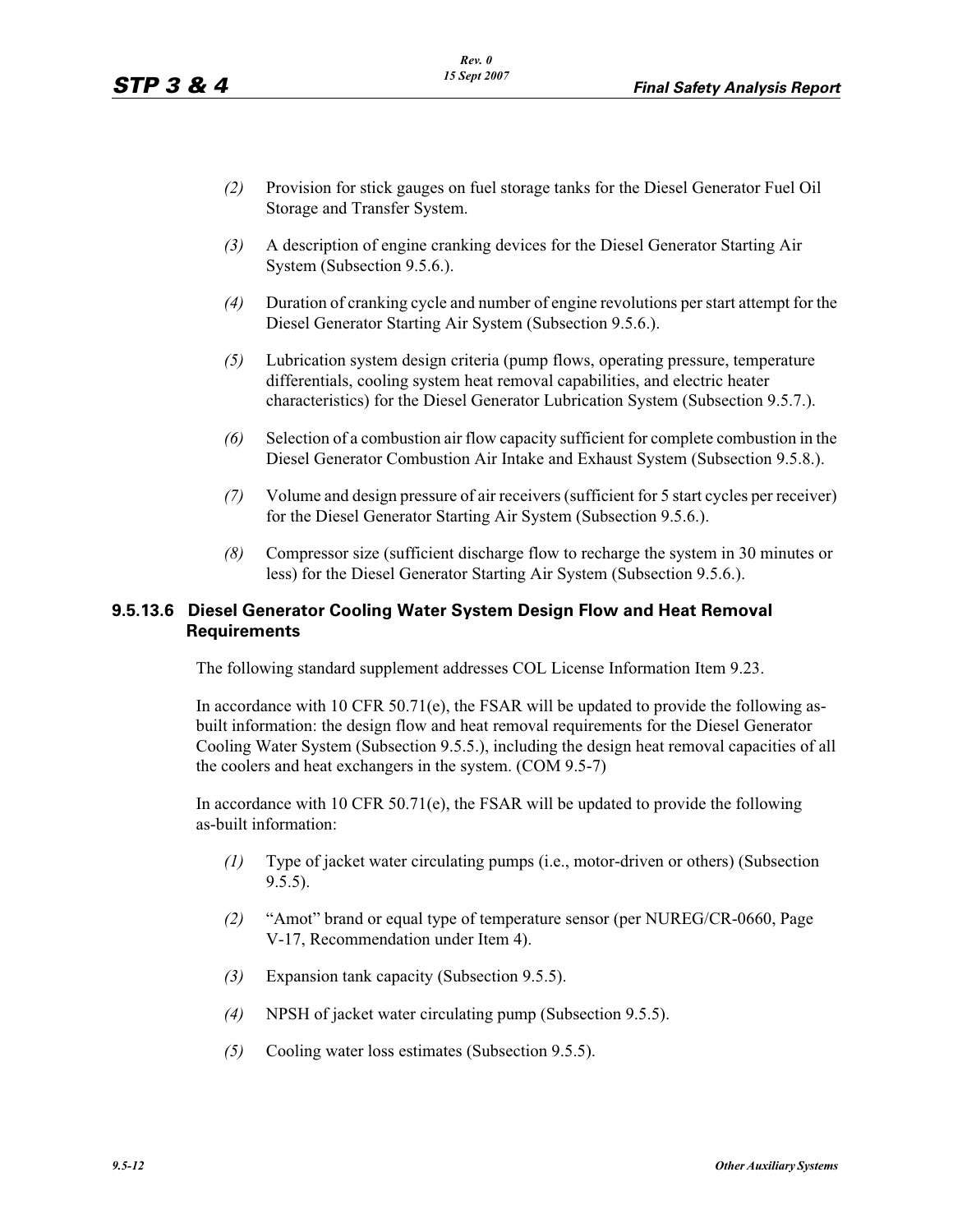*(2)* Provision for stick gauges on fuel storage tanks for the Diesel Generator Fuel Oil Storage and Transfer System.

*(3)* A description of engine cranking devices for the Diesel Generator Starting Air System (Subsection 9.5.6.).

*(4)* Duration of cranking cycle and number of engine revolutions per start attempt for the Diesel Generator Starting Air System (Subsection 9.5.6.).

*(5)* Lubrication system design criteria (pump flows, operating pressure, temperature differentials, cooling system heat removal capabilities, and electric heater characteristics) for the Diesel Generator Lubrication System (Subsection 9.5.7.).

*(6)* Selection of a combustion air flow capacity sufficient for complete combustion in the Diesel Generator Combustion Air Intake and Exhaust System (Subsection 9.5.8.).

*(7)* Volume and design pressure of air receivers (sufficient for 5 start cycles per receiver) for the Diesel Generator Starting Air System (Subsection 9.5.6.).

*(8)* Compressor size (sufficient discharge flow to recharge the system in 30 minutes or less) for the Diesel Generator Starting Air System (Subsection 9.5.6.).

### 9.5.13.6 Diesel Generator Cooling Water System Design Flow and Heat Removal Requirements

The following standard supplement addresses COL License Information Item 9.23.

In accordance with 10 CFR 50.71(e), the FSAR will be updated to provide the following as-built information: the design flow and heat removal requirements for the Diesel Generator Cooling Water System (Subsection 9.5.5.), including the design heat removal capacities of all the coolers and heat exchangers in the system. (COM 9.5-7)

In accordance with 10 CFR 50.71(e), the FSAR will be updated to provide the following as-built information:

*(1)* Type of jacket water circulating pumps (i.e., motor-driven or others) (Subsection 9.5.5).

*(2)* "Amot" brand or equal type of temperature sensor (per NUREG/CR-0660, Page V-17, Recommendation under Item 4).

*(3)* Expansion tank capacity (Subsection 9.5.5).

*(4)* NPSH of jacket water circulating pump (Subsection 9.5.5).

*(5)* Cooling water loss estimates (Subsection 9.5.5).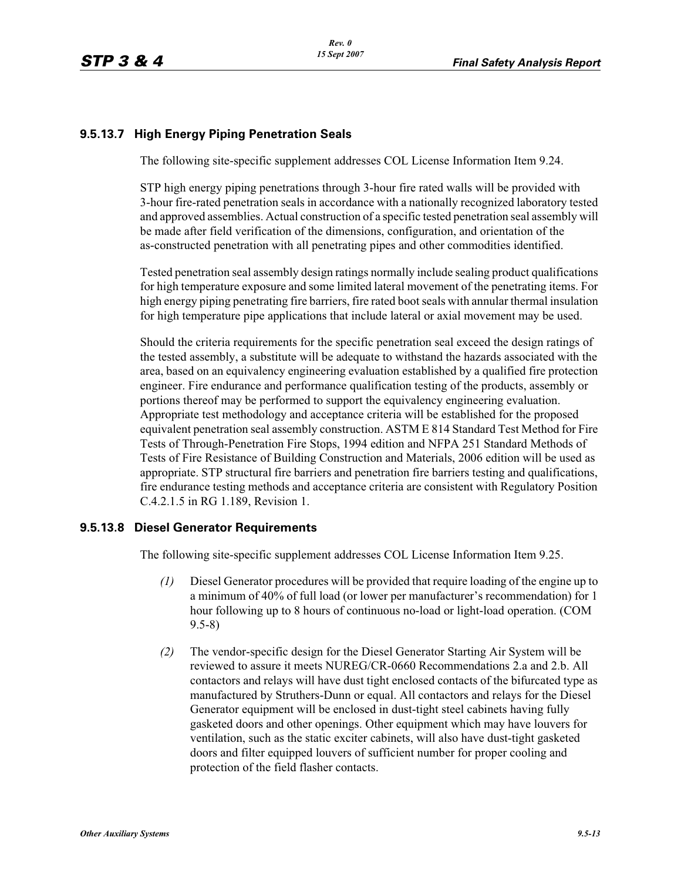### 9.5.13.7 High Energy Piping Penetration Seals

The following site-specific supplement addresses COL License Information Item 9.24.

STP high energy piping penetrations through 3-hour fire rated walls will be provided with 3-hour fire-rated penetration seals in accordance with a nationally recognized laboratory tested and approved assemblies. Actual construction of a specific tested penetration seal assembly will be made after field verification of the dimensions, configuration, and orientation of the as-constructed penetration with all penetrating pipes and other commodities identified.

Tested penetration seal assembly design ratings normally include sealing product qualifications for high temperature exposure and some limited lateral movement of the penetrating items. For high energy piping penetrating fire barriers, fire rated boot seals with annular thermal insulation for high temperature pipe applications that include lateral or axial movement may be used.

Should the criteria requirements for the specific penetration seal exceed the design ratings of the tested assembly, a substitute will be adequate to withstand the hazards associated with the area, based on an equivalency engineering evaluation established by a qualified fire protection engineer. Fire endurance and performance qualification testing of the products, assembly or portions thereof may be performed to support the equivalency engineering evaluation. Appropriate test methodology and acceptance criteria will be established for the proposed equivalent penetration seal assembly construction. ASTM E 814 Standard Test Method for Fire Tests of Through-Penetration Fire Stops, 1994 edition and NFPA 251 Standard Methods of Tests of Fire Resistance of Building Construction and Materials, 2006 edition will be used as appropriate. STP structural fire barriers and penetration fire barriers testing and qualifications, fire endurance testing methods and acceptance criteria are consistent with Regulatory Position C.4.2.1.5 in RG 1.189, Revision 1.

### 9.5.13.8 Diesel Generator Requirements

The following site-specific supplement addresses COL License Information Item 9.25.

*(1)* Diesel Generator procedures will be provided that require loading of the engine up to a minimum of 40% of full load (or lower per manufacturer's recommendation) for 1 hour following up to 8 hours of continuous no-load or light-load operation. (COM 9.5-8)

*(2)* The vendor-specific design for the Diesel Generator Starting Air System will be reviewed to assure it meets NUREG/CR-0660 Recommendations 2.a and 2.b. All contactors and relays will have dust tight enclosed contacts of the bifurcated type as manufactured by Struthers-Dunn or equal. All contactors and relays for the Diesel Generator equipment will be enclosed in dust-tight steel cabinets having fully gasketed doors and other openings. Other equipment which may have louvers for ventilation, such as the static exciter cabinets, will also have dust-tight gasketed doors and filter equipped louvers of sufficient number for proper cooling and protection of the field flasher contacts.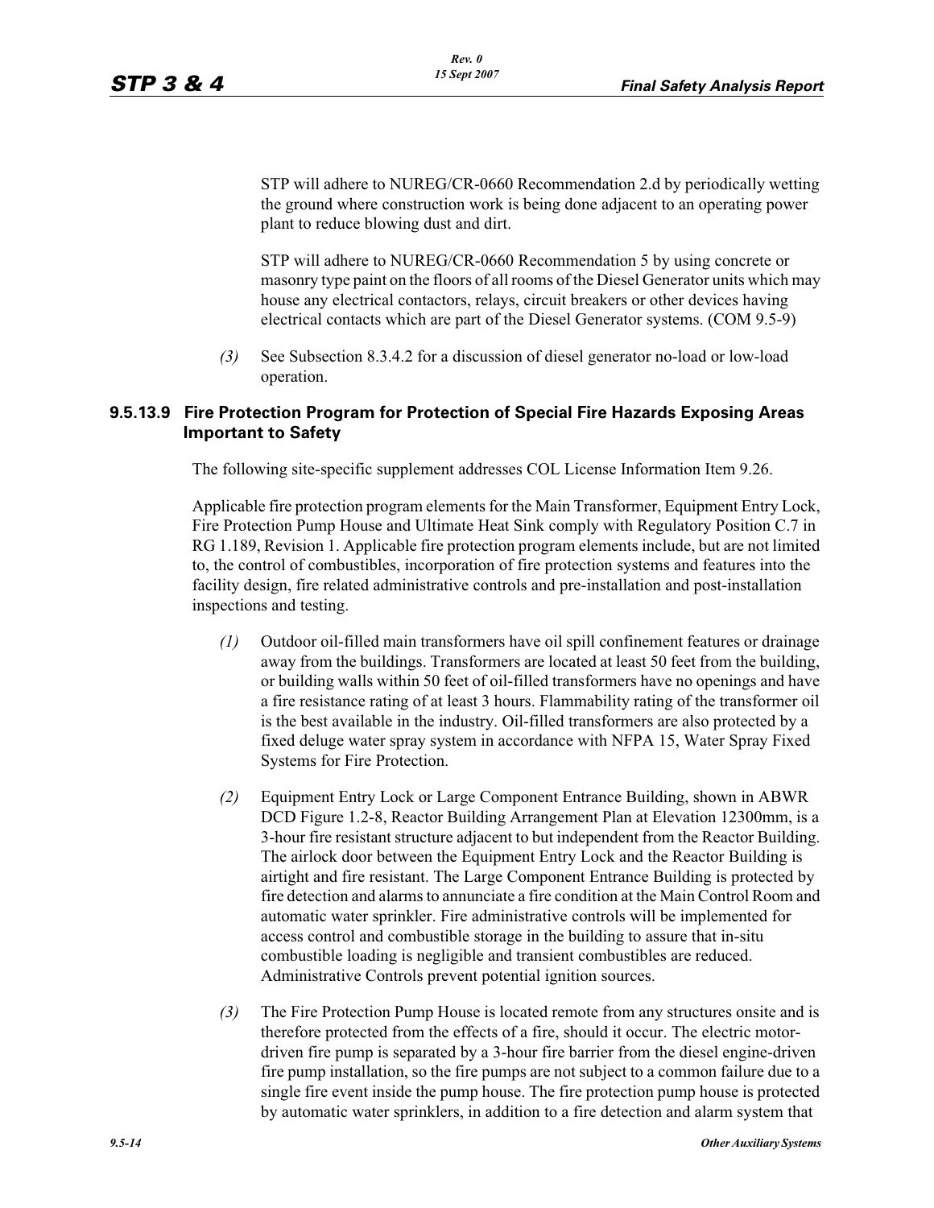STP will adhere to NUREG/CR-0660 Recommendation 2.d by periodically wetting the ground where construction work is being done adjacent to an operating power plant to reduce blowing dust and dirt.

STP will adhere to NUREG/CR-0660 Recommendation 5 by using concrete or masonry type paint on the floors of all rooms of the Diesel Generator units which may house any electrical contactors, relays, circuit breakers or other devices having electrical contacts which are part of the Diesel Generator systems. (COM 9.5-9)

*(3)* See Subsection 8.3.4.2 for a discussion of diesel generator no-load or low-load operation.

### 9.5.13.9 Fire Protection Program for Protection of Special Fire Hazards Exposing Areas Important to Safety

The following site-specific supplement addresses COL License Information Item 9.26.

Applicable fire protection program elements for the Main Transformer, Equipment Entry Lock, Fire Protection Pump House and Ultimate Heat Sink comply with Regulatory Position C.7 in RG 1.189, Revision 1. Applicable fire protection program elements include, but are not limited to, the control of combustibles, incorporation of fire protection systems and features into the facility design, fire related administrative controls and pre-installation and post-installation inspections and testing.

*(1)* Outdoor oil-filled main transformers have oil spill confinement features or drainage away from the buildings. Transformers are located at least 50 feet from the building, or building walls within 50 feet of oil-filled transformers have no openings and have a fire resistance rating of at least 3 hours. Flammability rating of the transformer oil is the best available in the industry. Oil-filled transformers are also protected by a fixed deluge water spray system in accordance with NFPA 15, Water Spray Fixed Systems for Fire Protection.

*(2)* Equipment Entry Lock or Large Component Entrance Building, shown in ABWR DCD Figure 1.2-8, Reactor Building Arrangement Plan at Elevation 12300mm, is a 3-hour fire resistant structure adjacent to but independent from the Reactor Building. The airlock door between the Equipment Entry Lock and the Reactor Building is airtight and fire resistant. The Large Component Entrance Building is protected by fire detection and alarms to annunciate a fire condition at the Main Control Room and automatic water sprinkler. Fire administrative controls will be implemented for access control and combustible storage in the building to assure that in-situ combustible loading is negligible and transient combustibles are reduced. Administrative Controls prevent potential ignition sources.

*(3)* The Fire Protection Pump House is located remote from any structures onsite and is therefore protected from the effects of a fire, should it occur. The electric motor-driven fire pump is separated by a 3-hour fire barrier from the diesel engine-driven fire pump installation, so the fire pumps are not subject to a common failure due to a single fire event inside the pump house. The fire protection pump house is protected by automatic water sprinklers, in addition to a fire detection and alarm system that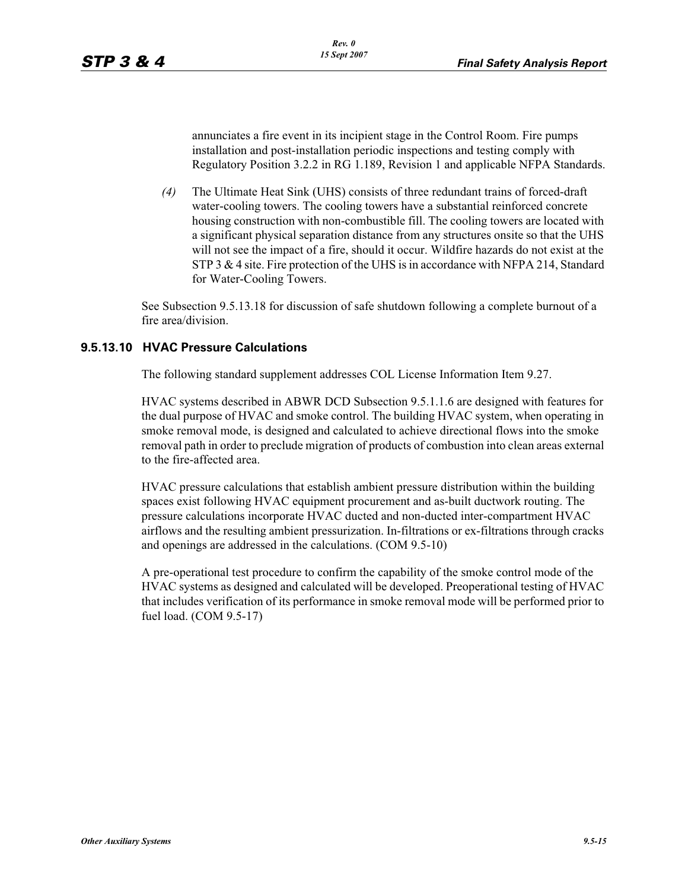annunciates a fire event in its incipient stage in the Control Room. Fire pumps installation and post-installation periodic inspections and testing comply with Regulatory Position 3.2.2 in RG 1.189, Revision 1 and applicable NFPA Standards.

*(4)* The Ultimate Heat Sink (UHS) consists of three redundant trains of forced-draft water-cooling towers. The cooling towers have a substantial reinforced concrete housing construction with non-combustible fill. The cooling towers are located with a significant physical separation distance from any structures onsite so that the UHS will not see the impact of a fire, should it occur. Wildfire hazards do not exist at the STP 3 & 4 site. Fire protection of the UHS is in accordance with NFPA 214, Standard for Water-Cooling Towers.

See Subsection 9.5.13.18 for discussion of safe shutdown following a complete burnout of a fire area/division.

### 9.5.13.10 HVAC Pressure Calculations

The following standard supplement addresses COL License Information Item 9.27.

HVAC systems described in ABWR DCD Subsection 9.5.1.1.6 are designed with features for the dual purpose of HVAC and smoke control. The building HVAC system, when operating in smoke removal mode, is designed and calculated to achieve directional flows into the smoke removal path in order to preclude migration of products of combustion into clean areas external to the fire-affected area.

HVAC pressure calculations that establish ambient pressure distribution within the building spaces exist following HVAC equipment procurement and as-built ductwork routing. The pressure calculations incorporate HVAC ducted and non-ducted inter-compartment HVAC airflows and the resulting ambient pressurization. In-filtrations or ex-filtrations through cracks and openings are addressed in the calculations. (COM 9.5-10)

A pre-operational test procedure to confirm the capability of the smoke control mode of the HVAC systems as designed and calculated will be developed. Preoperational testing of HVAC that includes verification of its performance in smoke removal mode will be performed prior to fuel load. (COM 9.5-17)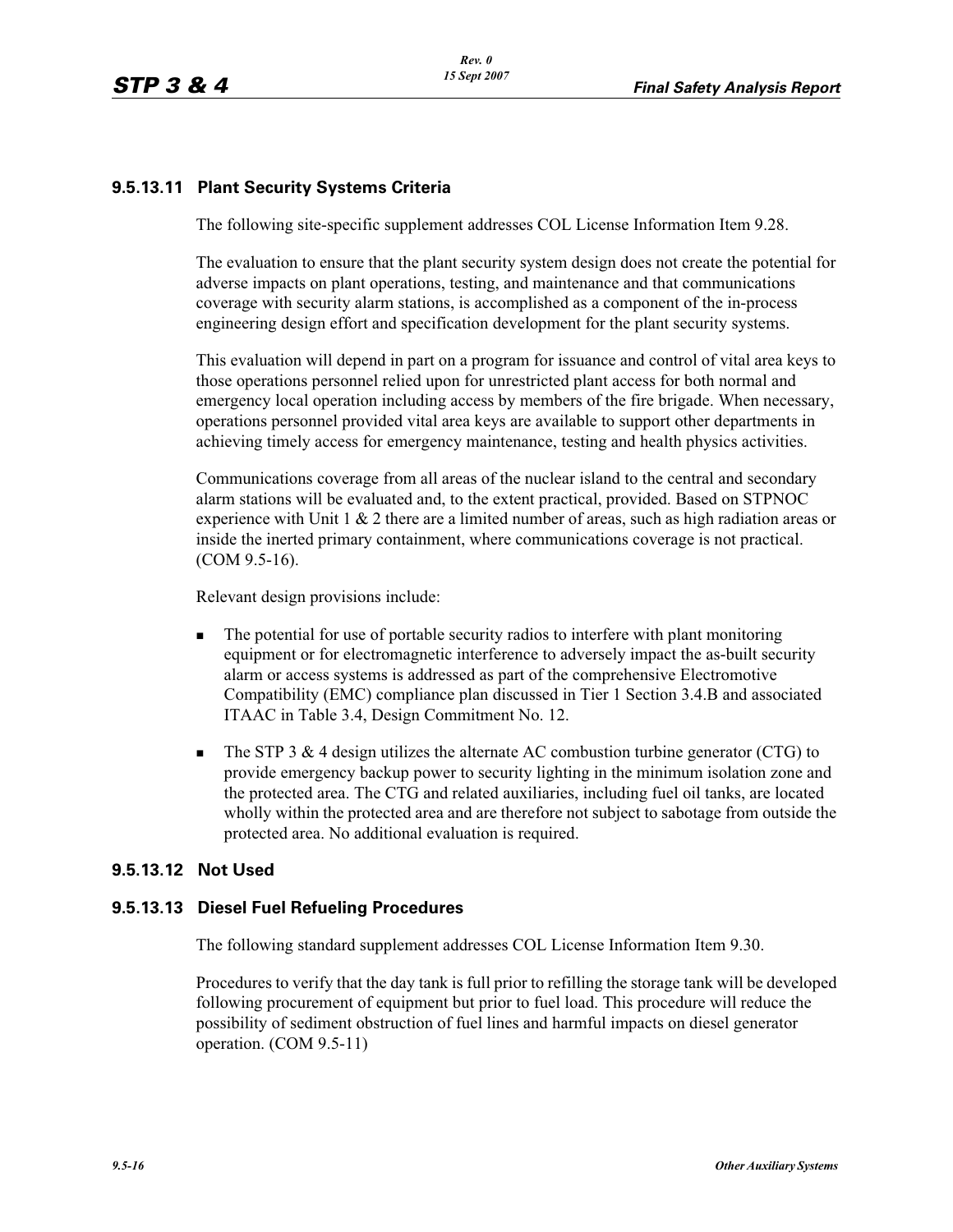### 9.5.13.11 Plant Security Systems Criteria

The following site-specific supplement addresses COL License Information Item 9.28.

The evaluation to ensure that the plant security system design does not create the potential for adverse impacts on plant operations, testing, and maintenance and that communications coverage with security alarm stations, is accomplished as a component of the in-process engineering design effort and specification development for the plant security systems.

This evaluation will depend in part on a program for issuance and control of vital area keys to those operations personnel relied upon for unrestricted plant access for both normal and emergency local operation including access by members of the fire brigade. When necessary, operations personnel provided vital area keys are available to support other departments in achieving timely access for emergency maintenance, testing and health physics activities.

Communications coverage from all areas of the nuclear island to the central and secondary alarm stations will be evaluated and, to the extent practical, provided. Based on STPNOC experience with Unit 1 & 2 there are a limited number of areas, such as high radiation areas or inside the inerted primary containment, where communications coverage is not practical. (COM 9.5-16).

Relevant design provisions include:

- The potential for use of portable security radios to interfere with plant monitoring equipment or for electromagnetic interference to adversely impact the as-built security alarm or access systems is addressed as part of the comprehensive Electromotive Compatibility (EMC) compliance plan discussed in Tier 1 Section 3.4.B and associated ITAAC in Table 3.4, Design Commitment No. 12.
- The STP 3 & 4 design utilizes the alternate AC combustion turbine generator (CTG) to provide emergency backup power to security lighting in the minimum isolation zone and the protected area. The CTG and related auxiliaries, including fuel oil tanks, are located wholly within the protected area and are therefore not subject to sabotage from outside the protected area. No additional evaluation is required.

### 9.5.13.12 Not Used

### 9.5.13.13 Diesel Fuel Refueling Procedures

The following standard supplement addresses COL License Information Item 9.30.

Procedures to verify that the day tank is full prior to refilling the storage tank will be developed following procurement of equipment but prior to fuel load. This procedure will reduce the possibility of sediment obstruction of fuel lines and harmful impacts on diesel generator operation. (COM 9.5-11)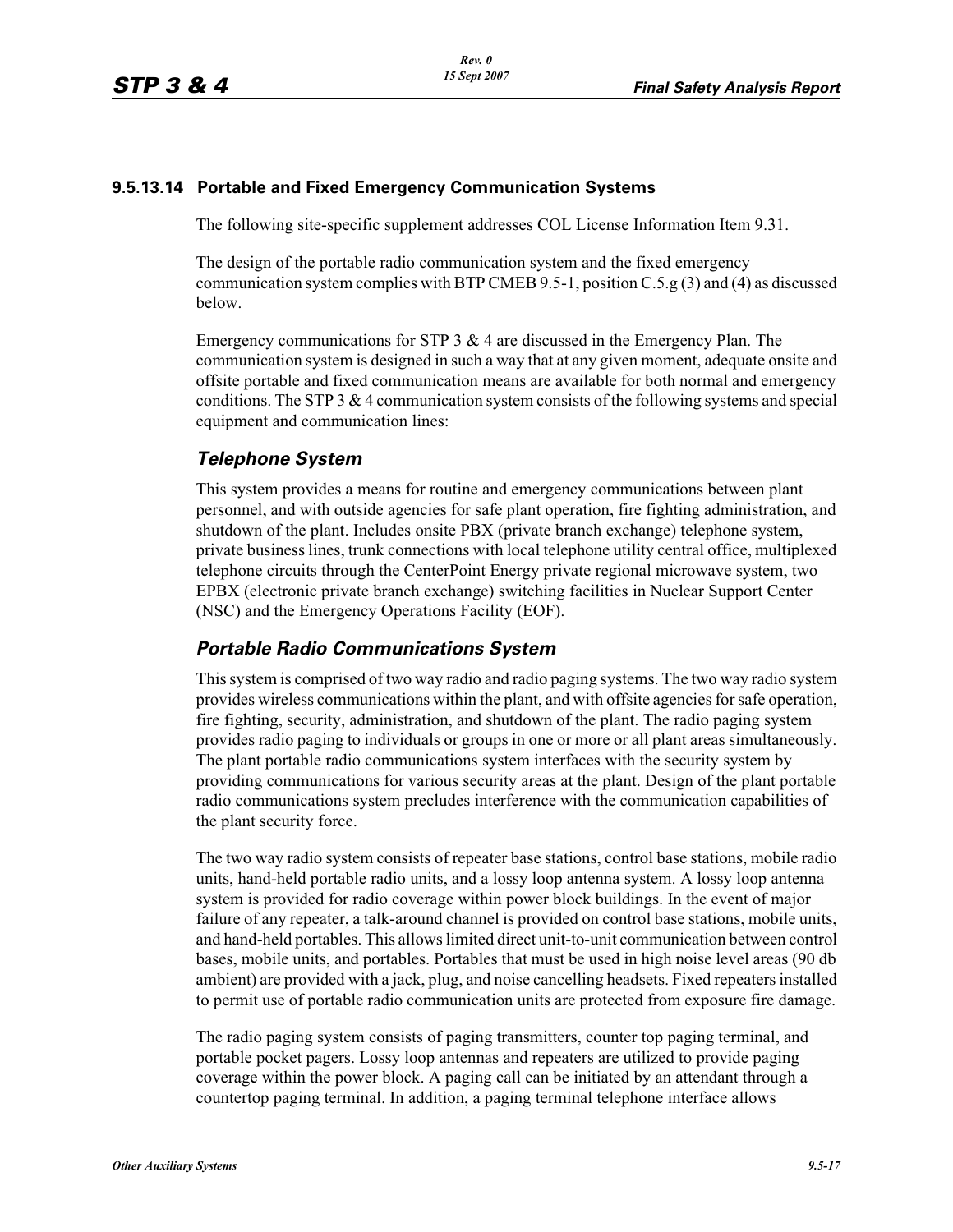### 9.5.13.14 Portable and Fixed Emergency Communication Systems

The following site-specific supplement addresses COL License Information Item 9.31.

The design of the portable radio communication system and the fixed emergency communication system complies with BTP CMEB 9.5-1, position C.5.g (3) and (4) as discussed below.

Emergency communications for STP 3 & 4 are discussed in the Emergency Plan. The communication system is designed in such a way that at any given moment, adequate onsite and offsite portable and fixed communication means are available for both normal and emergency conditions. The STP 3 & 4 communication system consists of the following systems and special equipment and communication lines:

#### *Telephone System*

This system provides a means for routine and emergency communications between plant personnel, and with outside agencies for safe plant operation, fire fighting administration, and shutdown of the plant. Includes onsite PBX (private branch exchange) telephone system, private business lines, trunk connections with local telephone utility central office, multiplexed telephone circuits through the CenterPoint Energy private regional microwave system, two EPBX (electronic private branch exchange) switching facilities in Nuclear Support Center (NSC) and the Emergency Operations Facility (EOF).

#### *Portable Radio Communications System*

This system is comprised of two way radio and radio paging systems. The two way radio system provides wireless communications within the plant, and with offsite agencies for safe operation, fire fighting, security, administration, and shutdown of the plant. The radio paging system provides radio paging to individuals or groups in one or more or all plant areas simultaneously. The plant portable radio communications system interfaces with the security system by providing communications for various security areas at the plant. Design of the plant portable radio communications system precludes interference with the communication capabilities of the plant security force.

The two way radio system consists of repeater base stations, control base stations, mobile radio units, hand-held portable radio units, and a lossy loop antenna system. A lossy loop antenna system is provided for radio coverage within power block buildings. In the event of major failure of any repeater, a talk-around channel is provided on control base stations, mobile units, and hand-held portables. This allows limited direct unit-to-unit communication between control bases, mobile units, and portables. Portables that must be used in high noise level areas (90 db ambient) are provided with a jack, plug, and noise cancelling headsets. Fixed repeaters installed to permit use of portable radio communication units are protected from exposure fire damage.

The radio paging system consists of paging transmitters, counter top paging terminal, and portable pocket pagers. Lossy loop antennas and repeaters are utilized to provide paging coverage within the power block. A paging call can be initiated by an attendant through a countertop paging terminal. In addition, a paging terminal telephone interface allows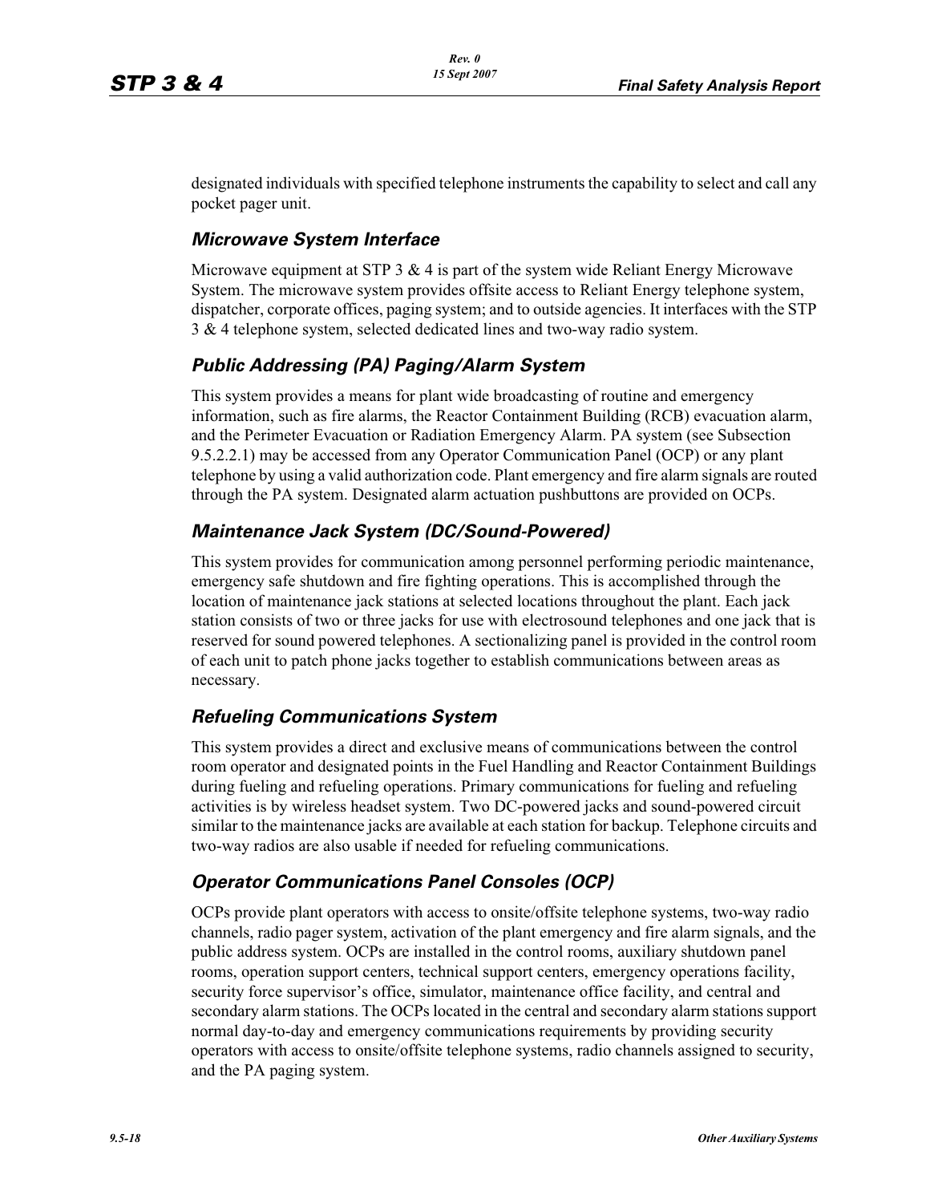designated individuals with specified telephone instruments the capability to select and call any pocket pager unit.

### *Microwave System Interface*

Microwave equipment at STP 3 & 4 is part of the system wide Reliant Energy Microwave System. The microwave system provides offsite access to Reliant Energy telephone system, dispatcher, corporate offices, paging system; and to outside agencies. It interfaces with the STP 3 & 4 telephone system, selected dedicated lines and two-way radio system.

### *Public Addressing (PA) Paging/Alarm System*

This system provides a means for plant wide broadcasting of routine and emergency information, such as fire alarms, the Reactor Containment Building (RCB) evacuation alarm, and the Perimeter Evacuation or Radiation Emergency Alarm. PA system (see Subsection 9.5.2.2.1) may be accessed from any Operator Communication Panel (OCP) or any plant telephone by using a valid authorization code. Plant emergency and fire alarm signals are routed through the PA system. Designated alarm actuation pushbuttons are provided on OCPs.

### *Maintenance Jack System (DC/Sound-Powered)*

This system provides for communication among personnel performing periodic maintenance, emergency safe shutdown and fire fighting operations. This is accomplished through the location of maintenance jack stations at selected locations throughout the plant. Each jack station consists of two or three jacks for use with electrosound telephones and one jack that is reserved for sound powered telephones. A sectionalizing panel is provided in the control room of each unit to patch phone jacks together to establish communications between areas as necessary.

### *Refueling Communications System*

This system provides a direct and exclusive means of communications between the control room operator and designated points in the Fuel Handling and Reactor Containment Buildings during fueling and refueling operations. Primary communications for fueling and refueling activities is by wireless headset system. Two DC-powered jacks and sound-powered circuit similar to the maintenance jacks are available at each station for backup. Telephone circuits and two-way radios are also usable if needed for refueling communications.

### *Operator Communications Panel Consoles (OCP)*

OCPs provide plant operators with access to onsite/offsite telephone systems, two-way radio channels, radio pager system, activation of the plant emergency and fire alarm signals, and the public address system. OCPs are installed in the control rooms, auxiliary shutdown panel rooms, operation support centers, technical support centers, emergency operations facility, security force supervisor's office, simulator, maintenance office facility, and central and secondary alarm stations. The OCPs located in the central and secondary alarm stations support normal day-to-day and emergency communications requirements by providing security operators with access to onsite/offsite telephone systems, radio channels assigned to security, and the PA paging system.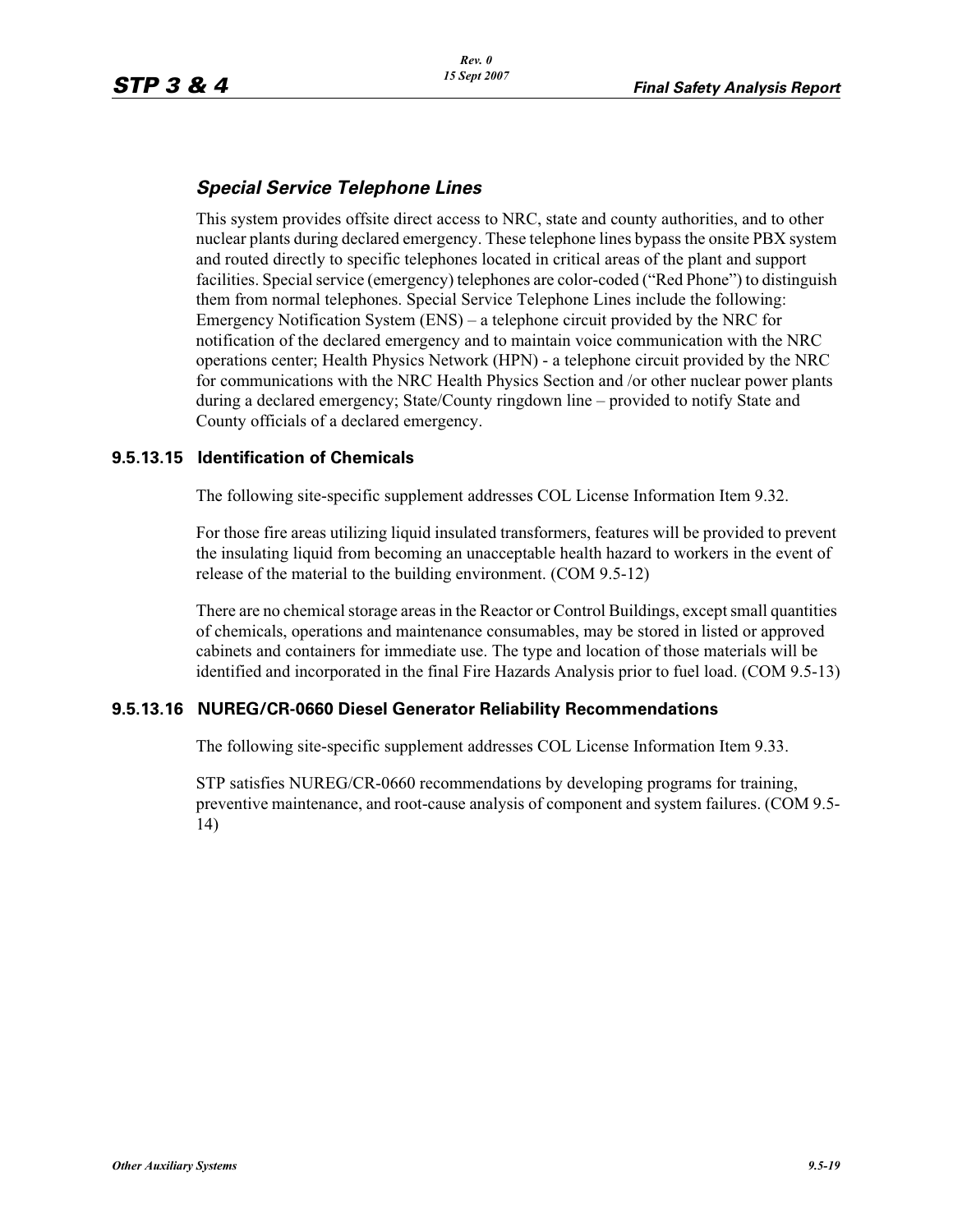### *Special Service Telephone Lines*

This system provides offsite direct access to NRC, state and county authorities, and to other nuclear plants during declared emergency. These telephone lines bypass the onsite PBX system and routed directly to specific telephones located in critical areas of the plant and support facilities. Special service (emergency) telephones are color-coded ("Red Phone") to distinguish them from normal telephones. Special Service Telephone Lines include the following: Emergency Notification System (ENS) – a telephone circuit provided by the NRC for notification of the declared emergency and to maintain voice communication with the NRC operations center; Health Physics Network (HPN) - a telephone circuit provided by the NRC for communications with the NRC Health Physics Section and /or other nuclear power plants during a declared emergency; State/County ringdown line – provided to notify State and County officials of a declared emergency.

## 9.5.13.15 Identification of Chemicals

The following site-specific supplement addresses COL License Information Item 9.32.

For those fire areas utilizing liquid insulated transformers, features will be provided to prevent the insulating liquid from becoming an unacceptable health hazard to workers in the event of release of the material to the building environment. (COM 9.5-12)

There are no chemical storage areas in the Reactor or Control Buildings, except small quantities of chemicals, operations and maintenance consumables, may be stored in listed or approved cabinets and containers for immediate use. The type and location of those materials will be identified and incorporated in the final Fire Hazards Analysis prior to fuel load. (COM 9.5-13)

## 9.5.13.16 NUREG/CR-0660 Diesel Generator Reliability Recommendations

The following site-specific supplement addresses COL License Information Item 9.33.

STP satisfies NUREG/CR-0660 recommendations by developing programs for training, preventive maintenance, and root-cause analysis of component and system failures. (COM 9.5-14)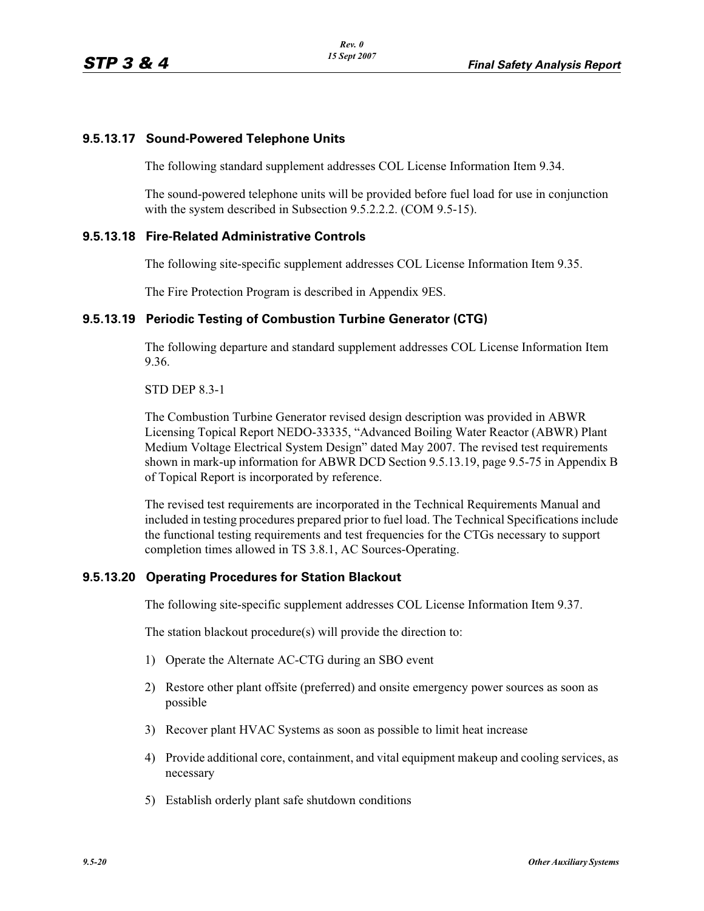### 9.5.13.17 Sound-Powered Telephone Units

The following standard supplement addresses COL License Information Item 9.34.

The sound-powered telephone units will be provided before fuel load for use in conjunction with the system described in Subsection 9.5.2.2.2. (COM 9.5-15).

### 9.5.13.18 Fire-Related Administrative Controls

The following site-specific supplement addresses COL License Information Item 9.35.

The Fire Protection Program is described in Appendix 9ES.

### 9.5.13.19 Periodic Testing of Combustion Turbine Generator (CTG)

The following departure and standard supplement addresses COL License Information Item 9.36.

STD DEP 8.3-1

The Combustion Turbine Generator revised design description was provided in ABWR Licensing Topical Report NEDO-33335, "Advanced Boiling Water Reactor (ABWR) Plant Medium Voltage Electrical System Design" dated May 2007. The revised test requirements shown in mark-up information for ABWR DCD Section 9.5.13.19, page 9.5-75 in Appendix B of Topical Report is incorporated by reference.

The revised test requirements are incorporated in the Technical Requirements Manual and included in testing procedures prepared prior to fuel load. The Technical Specifications include the functional testing requirements and test frequencies for the CTGs necessary to support completion times allowed in TS 3.8.1, AC Sources-Operating.

### 9.5.13.20 Operating Procedures for Station Blackout

The following site-specific supplement addresses COL License Information Item 9.37.

The station blackout procedure(s) will provide the direction to:

1) Operate the Alternate AC-CTG during an SBO event
2) Restore other plant offsite (preferred) and onsite emergency power sources as soon as possible
3) Recover plant HVAC Systems as soon as possible to limit heat increase
4) Provide additional core, containment, and vital equipment makeup and cooling services, as necessary
5) Establish orderly plant safe shutdown conditions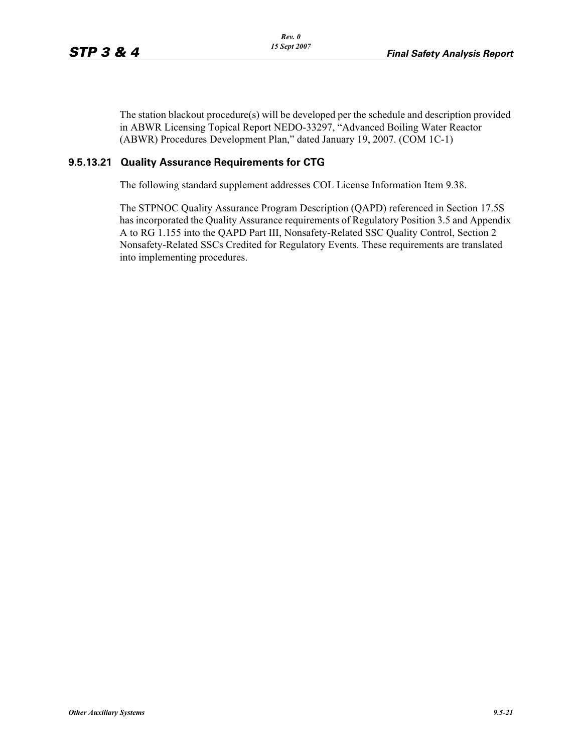The station blackout procedure(s) will be developed per the schedule and description provided in ABWR Licensing Topical Report NEDO-33297, "Advanced Boiling Water Reactor (ABWR) Procedures Development Plan," dated January 19, 2007. (COM 1C-1)

### 9.5.13.21 Quality Assurance Requirements for CTG

The following standard supplement addresses COL License Information Item 9.38.

The STPNOC Quality Assurance Program Description (QAPD) referenced in Section 17.5S has incorporated the Quality Assurance requirements of Regulatory Position 3.5 and Appendix A to RG 1.155 into the QAPD Part III, Nonsafety-Related SSC Quality Control, Section 2 Nonsafety-Related SSCs Credited for Regulatory Events. These requirements are translated into implementing procedures.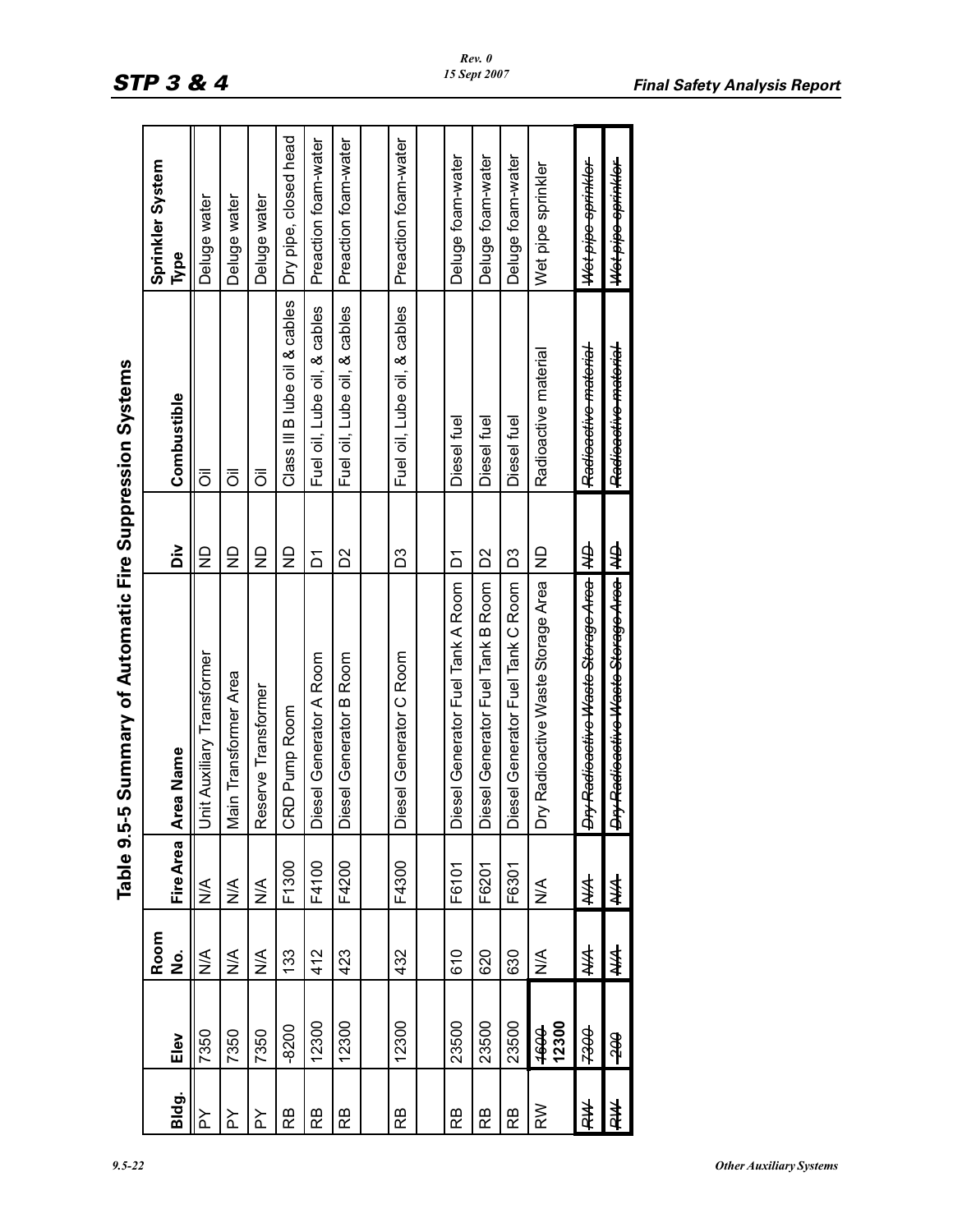## Table 9.5-5 Summary of Automatic Fire Suppression Systems

| Bldg. | Elev | Room No. | Fire Area | Area Name | Div | Combustible | Sprinkler System Type |
|---|---|---|---|---|---|---|---|
| PY | 7350 | N/A | N/A | Unit Auxiliary Transformer | ND | Oil | Deluge water |
| PY | 7350 | N/A | N/A | Main Transformer Area | ND | Oil | Deluge water |
| PY | 7350 | N/A | N/A | Reserve Transformer | ND | Oil | Deluge water |
| RB | -8200 | 133 | F1300 | CRD Pump Room | ND | Class III B lube oil & cables | Dry pipe, closed head |
| RB | 12300 | 412 | F4100 | Diesel Generator A Room | D1 | Fuel oil, Lube oil, & cables | Preaction foam-water |
| RB | 12300 | 423 | F4200 | Diesel Generator B Room | D2 | Fuel oil, Lube oil, & cables | Preaction foam-water |
| | | | | | | | |
| RB | 12300 | 432 | F4300 | Diesel Generator C Room | D3 | Fuel oil, Lube oil, & cables | Preaction foam-water |
| | | | | | | | |
| RB | 23500 | 610 | F6101 | Diesel Generator Fuel Tank A Room | D1 | Diesel fuel | Deluge foam-water |
| RB | 23500 | 620 | F6201 | Diesel Generator Fuel Tank B Room | D2 | Diesel fuel | Deluge foam-water |
| RB | 23500 | 630 | F6301 | Diesel Generator Fuel Tank C Room | D3 | Diesel fuel | Deluge foam-water |
| RW | ~~1600~~ 12300 | N/A | N/A | Dry Radioactive Waste Storage Area | ND | Radioactive material | Wet pipe sprinkler |
| ~~RW~~ | ~~7300~~ | ~~N/A~~ | ~~N/A~~ | ~~Dry Radioactive Waste Storage Area~~ | ~~ND~~ | ~~Radioactive material~~ | ~~Wet pipe sprinkler~~ |
| ~~RW~~ | ~~-200~~ | ~~N/A~~ | ~~N/A~~ | ~~Dry Radioactive Waste Storage Area~~ | ~~ND~~ | ~~Radioactive material~~ | ~~Wet pipe sprinkler~~ |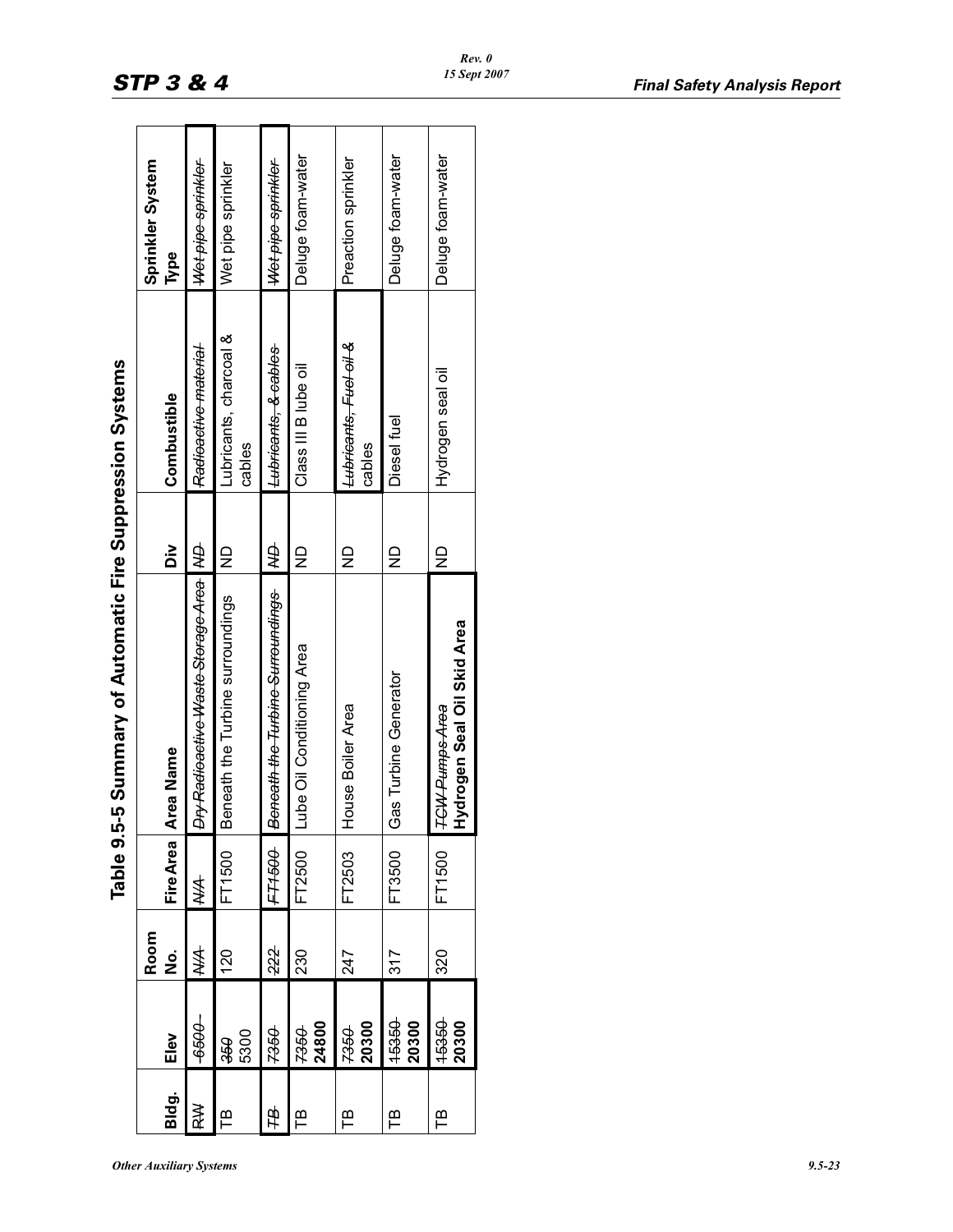## Table 9.5-5 Summary of Automatic Fire Suppression Systems

| Bldg. | Elev | Room No. | Fire Area | Area Name | Div | Combustible | Sprinkler System Type |
|---|---|---|---|---|---|---|---|
| ~~RW~~ | ~~-6500~~ | ~~N/A~~ | ~~N/A~~ | ~~Dry Radioactive Waste Storage Area~~ | ~~ND~~ | ~~Radioactive material~~ | ~~Wet pipe sprinkler~~ |
| TB | ~~350~~ 5300 | 120 | FT1500 | Beneath the Turbine surroundings | ND | Lubricants, charcoal & cables | Wet pipe sprinkler |
| ~~TB~~ | ~~7350~~ | ~~222~~ | ~~FT1500~~ | ~~Beneath the Turbine Surroundings~~ | ~~ND~~ | ~~Lubricants, & cables~~ | ~~Wet pipe sprinkler~~ |
| TB | ~~7350~~ **24800** | 230 | FT2500 | Lube Oil Conditioning Area | ND | Class III B lube oil | Deluge foam-water |
| TB | ~~7350~~ **20300** | 247 | FT2503 | House Boiler Area | ND | ~~Lubricants, Fuel oil &~~ cables | Preaction sprinkler |
| TB | ~~15350~~ **20300** | 317 | FT3500 | Gas Turbine Generator | ND | Diesel fuel | Deluge foam-water |
| TB | ~~15350~~ **20300** | 320 | FT1500 | ~~TCW Pumps Area~~ **Hydrogen Seal Oil Skid Area** | ND | Hydrogen seal oil | Deluge foam-water |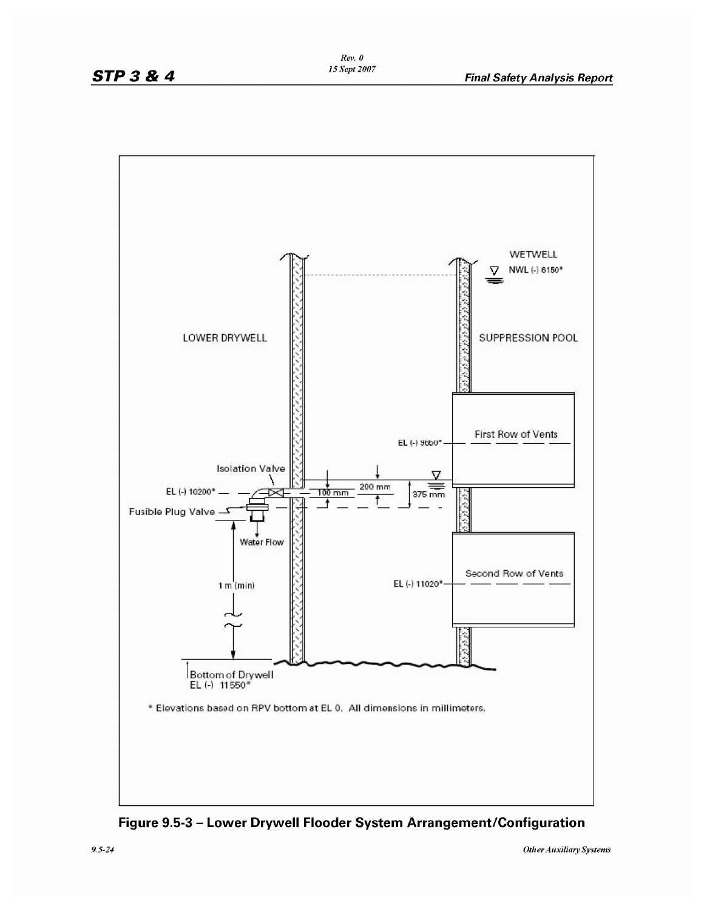LOWER DRYWELL

WETWELL

NWL (-) 6150*

SUPPRESSION POOL

First Row of Vents

EL (-) 9650*

Isolation Valve

EL (-) 10200*

100 mm

200 mm

375 mm

Fusible Plug Valve

Water Flow

1 m (min)

Second Row of Vents

EL (-) 11020*

Bottom of Drywell
EL (-) 11550*

\* Elevations based on RPV bottom at EL 0. All dimensions in millimeters.

**Figure 9.5-3 – Lower Drywell Flooder System Arrangement/Configuration**